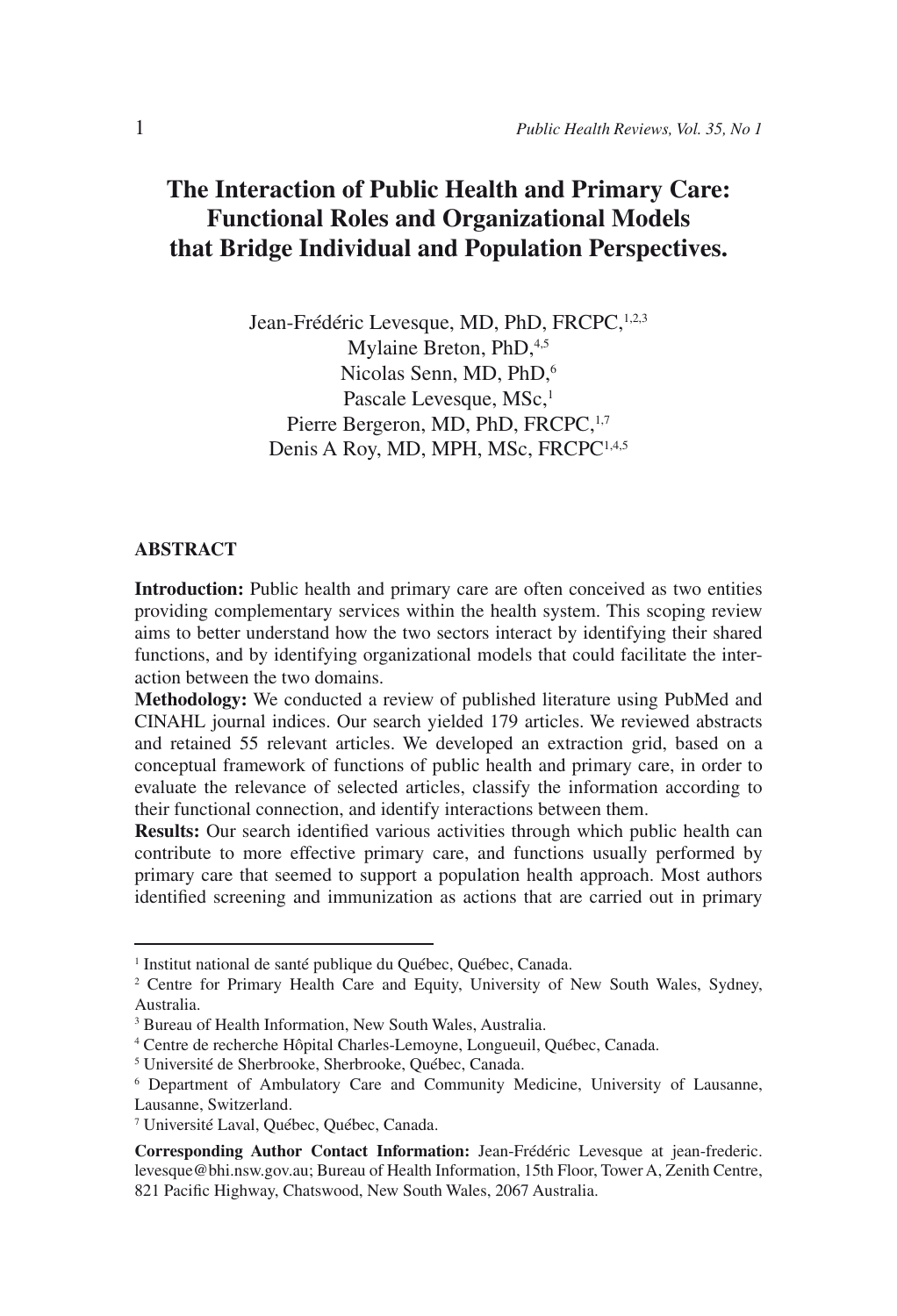# The Interaction of Public Health and Primary Care: Functional Roles and Organizational Models that Bridge Individual and Population Perspectives.

Jean-Frédéric Levesque, MD, PhD, FRCPC,[1,2,3]
Mylaine Breton, PhD,[4,5]
Nicolas Senn, MD, PhD,[6]
Pascale Levesque, MSc,[1]
Pierre Bergeron, MD, PhD, FRCPC,[1,7]
Denis A Roy, MD, MPH, MSc, FRCPC[1,4,5]

## ABSTRACT

**Introduction:** Public health and primary care are often conceived as two entities providing complementary services within the health system. This scoping review aims to better understand how the two sectors interact by identifying their shared functions, and by identifying organizational models that could facilitate the interaction between the two domains.

**Methodology:** We conducted a review of published literature using PubMed and CINAHL journal indices. Our search yielded 179 articles. We reviewed abstracts and retained 55 relevant articles. We developed an extraction grid, based on a conceptual framework of functions of public health and primary care, in order to evaluate the relevance of selected articles, classify the information according to their functional connection, and identify interactions between them.

**Results:** Our search identified various activities through which public health can contribute to more effective primary care, and functions usually performed by primary care that seemed to support a population health approach. Most authors identified screening and immunization as actions that are carried out in primary

---

[1] Institut national de santé publique du Québec, Québec, Canada.
[2] Centre for Primary Health Care and Equity, University of New South Wales, Sydney, Australia.
[3] Bureau of Health Information, New South Wales, Australia.
[4] Centre de recherche Hôpital Charles-Lemoyne, Longueuil, Québec, Canada.
[5] Université de Sherbrooke, Sherbrooke, Québec, Canada.
[6] Department of Ambulatory Care and Community Medicine, University of Lausanne, Lausanne, Switzerland.
[7] Université Laval, Québec, Québec, Canada.

**Corresponding Author Contact Information:** Jean-Frédéric Levesque at jean-frederic.levesque@bhi.nsw.gov.au; Bureau of Health Information, 15th Floor, Tower A, Zenith Centre, 821 Pacific Highway, Chatswood, New South Wales, 2067 Australia.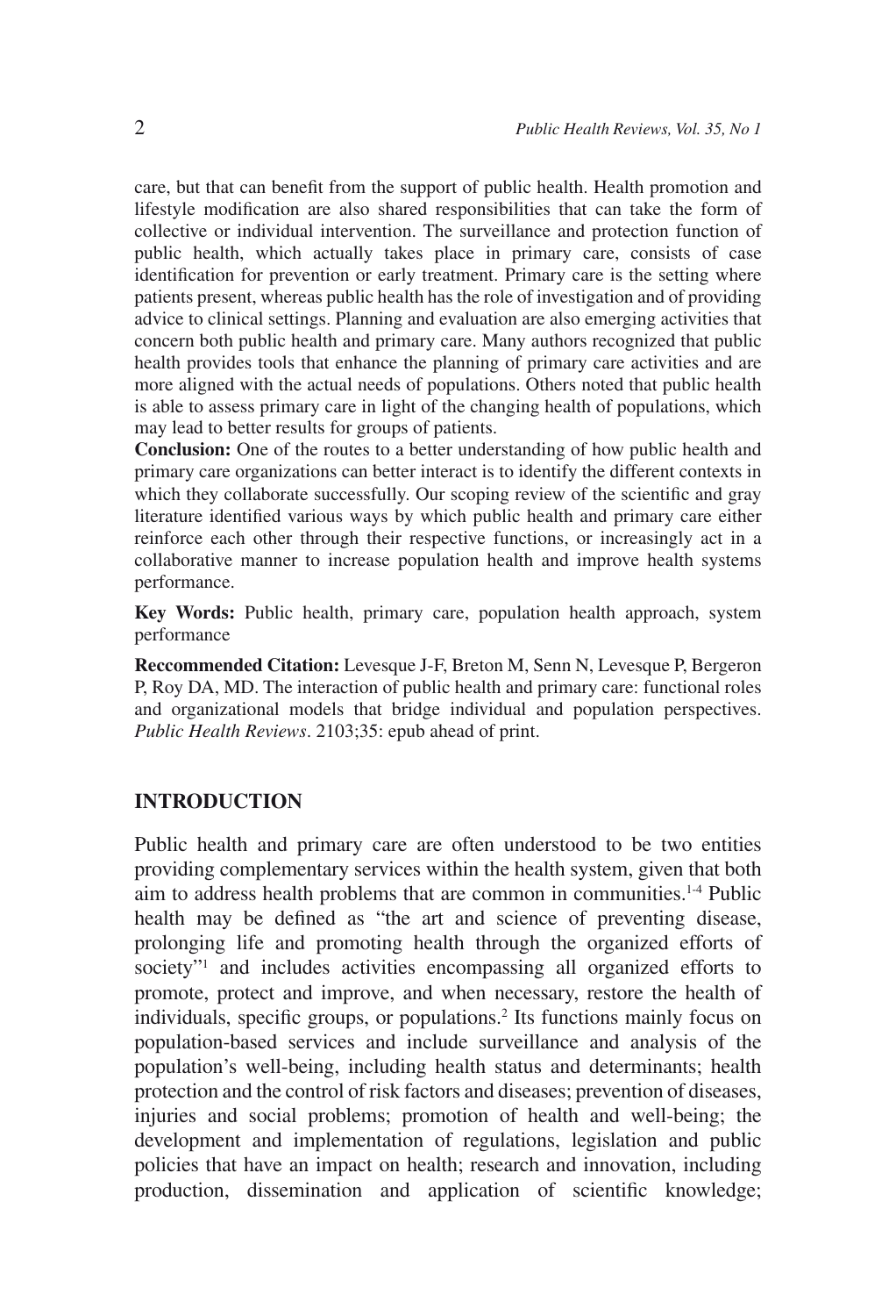care, but that can benefit from the support of public health. Health promotion and lifestyle modification are also shared responsibilities that can take the form of collective or individual intervention. The surveillance and protection function of public health, which actually takes place in primary care, consists of case identification for prevention or early treatment. Primary care is the setting where patients present, whereas public health has the role of investigation and of providing advice to clinical settings. Planning and evaluation are also emerging activities that concern both public health and primary care. Many authors recognized that public health provides tools that enhance the planning of primary care activities and are more aligned with the actual needs of populations. Others noted that public health is able to assess primary care in light of the changing health of populations, which may lead to better results for groups of patients.

**Conclusion:** One of the routes to a better understanding of how public health and primary care organizations can better interact is to identify the different contexts in which they collaborate successfully. Our scoping review of the scientific and gray literature identified various ways by which public health and primary care either reinforce each other through their respective functions, or increasingly act in a collaborative manner to increase population health and improve health systems performance.

**Key Words:** Public health, primary care, population health approach, system performance

**Reccommended Citation:** Levesque J-F, Breton M, Senn N, Levesque P, Bergeron P, Roy DA, MD. The interaction of public health and primary care: functional roles and organizational models that bridge individual and population perspectives. *Public Health Reviews*. 2103;35: epub ahead of print.

## INTRODUCTION

Public health and primary care are often understood to be two entities providing complementary services within the health system, given that both aim to address health problems that are common in communities.[1-4] Public health may be defined as "the art and science of preventing disease, prolonging life and promoting health through the organized efforts of society"[1] and includes activities encompassing all organized efforts to promote, protect and improve, and when necessary, restore the health of individuals, specific groups, or populations.[2] Its functions mainly focus on population-based services and include surveillance and analysis of the population's well-being, including health status and determinants; health protection and the control of risk factors and diseases; prevention of diseases, injuries and social problems; promotion of health and well-being; the development and implementation of regulations, legislation and public policies that have an impact on health; research and innovation, including production, dissemination and application of scientific knowledge;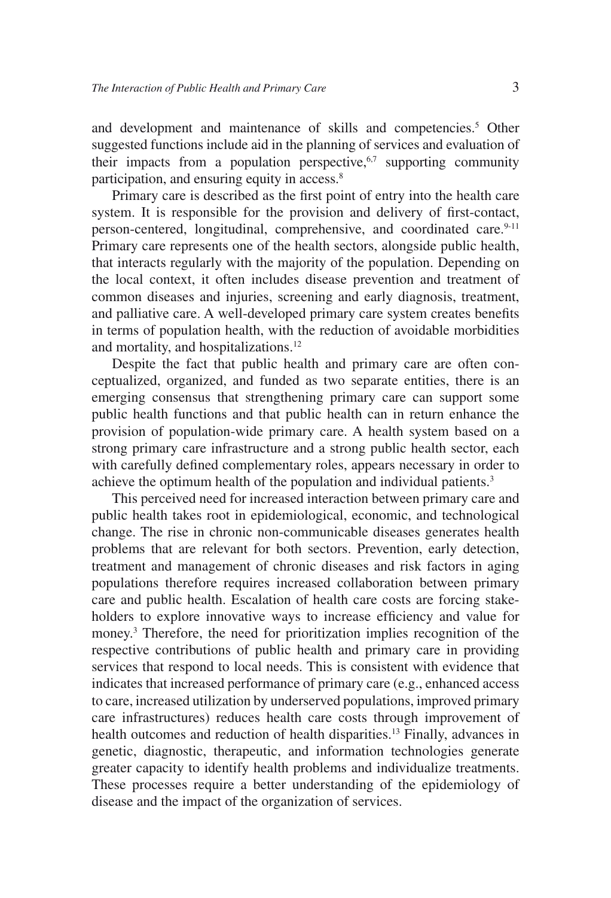and development and maintenance of skills and competencies.[5] Other suggested functions include aid in the planning of services and evaluation of their impacts from a population perspective,[6,7] supporting community participation, and ensuring equity in access.[8]

Primary care is described as the first point of entry into the health care system. It is responsible for the provision and delivery of first-contact, person-centered, longitudinal, comprehensive, and coordinated care.[9-11] Primary care represents one of the health sectors, alongside public health, that interacts regularly with the majority of the population. Depending on the local context, it often includes disease prevention and treatment of common diseases and injuries, screening and early diagnosis, treatment, and palliative care. A well-developed primary care system creates benefits in terms of population health, with the reduction of avoidable morbidities and mortality, and hospitalizations.[12]

Despite the fact that public health and primary care are often conceptualized, organized, and funded as two separate entities, there is an emerging consensus that strengthening primary care can support some public health functions and that public health can in return enhance the provision of population-wide primary care. A health system based on a strong primary care infrastructure and a strong public health sector, each with carefully defined complementary roles, appears necessary in order to achieve the optimum health of the population and individual patients.[3]

This perceived need for increased interaction between primary care and public health takes root in epidemiological, economic, and technological change. The rise in chronic non-communicable diseases generates health problems that are relevant for both sectors. Prevention, early detection, treatment and management of chronic diseases and risk factors in aging populations therefore requires increased collaboration between primary care and public health. Escalation of health care costs are forcing stakeholders to explore innovative ways to increase efficiency and value for money.[3] Therefore, the need for prioritization implies recognition of the respective contributions of public health and primary care in providing services that respond to local needs. This is consistent with evidence that indicates that increased performance of primary care (e.g., enhanced access to care, increased utilization by underserved populations, improved primary care infrastructures) reduces health care costs through improvement of health outcomes and reduction of health disparities.[13] Finally, advances in genetic, diagnostic, therapeutic, and information technologies generate greater capacity to identify health problems and individualize treatments. These processes require a better understanding of the epidemiology of disease and the impact of the organization of services.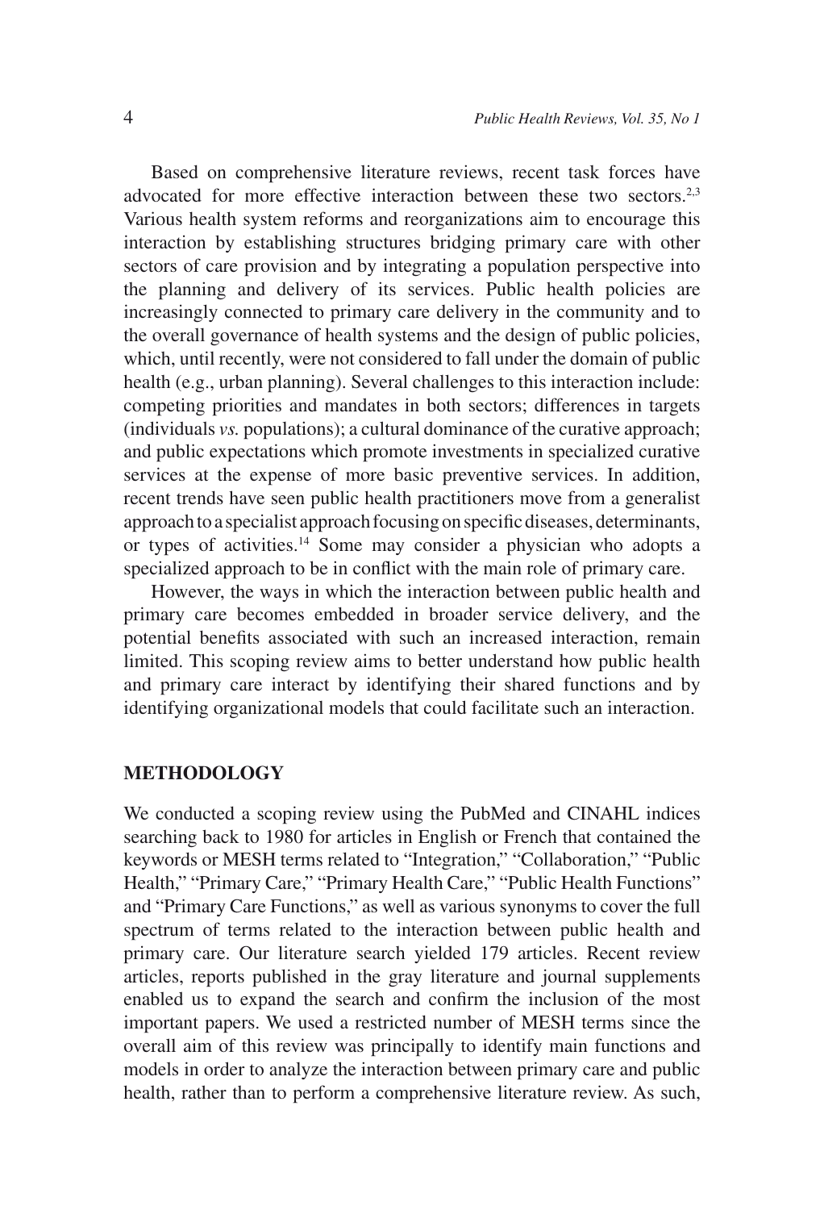Based on comprehensive literature reviews, recent task forces have advocated for more effective interaction between these two sectors.[2,3] Various health system reforms and reorganizations aim to encourage this interaction by establishing structures bridging primary care with other sectors of care provision and by integrating a population perspective into the planning and delivery of its services. Public health policies are increasingly connected to primary care delivery in the community and to the overall governance of health systems and the design of public policies, which, until recently, were not considered to fall under the domain of public health (e.g., urban planning). Several challenges to this interaction include: competing priorities and mandates in both sectors; differences in targets (individuals *vs.* populations); a cultural dominance of the curative approach; and public expectations which promote investments in specialized curative services at the expense of more basic preventive services. In addition, recent trends have seen public health practitioners move from a generalist approach to a specialist approach focusing on specific diseases, determinants, or types of activities.[14] Some may consider a physician who adopts a specialized approach to be in conflict with the main role of primary care.

However, the ways in which the interaction between public health and primary care becomes embedded in broader service delivery, and the potential benefits associated with such an increased interaction, remain limited. This scoping review aims to better understand how public health and primary care interact by identifying their shared functions and by identifying organizational models that could facilitate such an interaction.

## METHODOLOGY

We conducted a scoping review using the PubMed and CINAHL indices searching back to 1980 for articles in English or French that contained the keywords or MESH terms related to "Integration," "Collaboration," "Public Health," "Primary Care," "Primary Health Care," "Public Health Functions" and "Primary Care Functions," as well as various synonyms to cover the full spectrum of terms related to the interaction between public health and primary care. Our literature search yielded 179 articles. Recent review articles, reports published in the gray literature and journal supplements enabled us to expand the search and confirm the inclusion of the most important papers. We used a restricted number of MESH terms since the overall aim of this review was principally to identify main functions and models in order to analyze the interaction between primary care and public health, rather than to perform a comprehensive literature review. As such,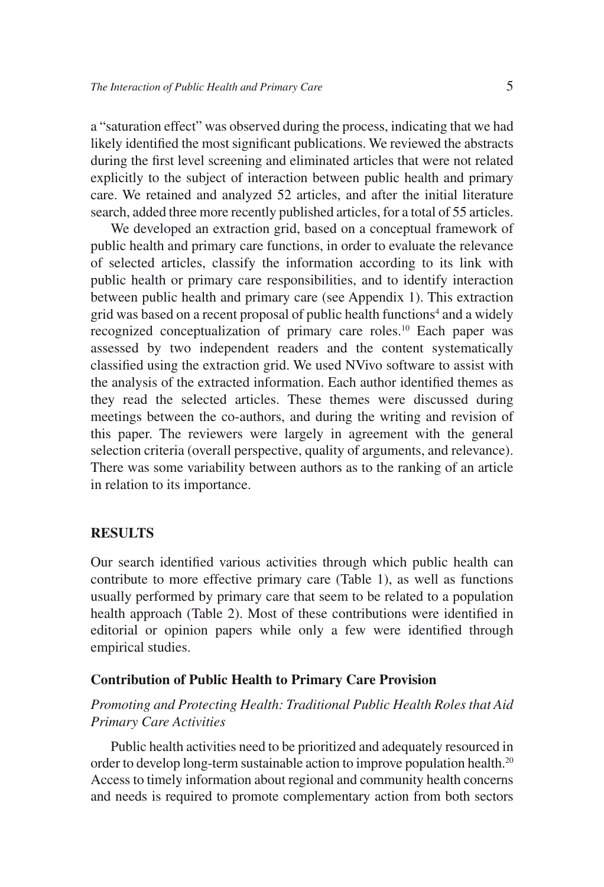a "saturation effect" was observed during the process, indicating that we had likely identified the most significant publications. We reviewed the abstracts during the first level screening and eliminated articles that were not related explicitly to the subject of interaction between public health and primary care. We retained and analyzed 52 articles, and after the initial literature search, added three more recently published articles, for a total of 55 articles.

We developed an extraction grid, based on a conceptual framework of public health and primary care functions, in order to evaluate the relevance of selected articles, classify the information according to its link with public health or primary care responsibilities, and to identify interaction between public health and primary care (see Appendix 1). This extraction grid was based on a recent proposal of public health functions[4] and a widely recognized conceptualization of primary care roles.[10] Each paper was assessed by two independent readers and the content systematically classified using the extraction grid. We used NVivo software to assist with the analysis of the extracted information. Each author identified themes as they read the selected articles. These themes were discussed during meetings between the co-authors, and during the writing and revision of this paper. The reviewers were largely in agreement with the general selection criteria (overall perspective, quality of arguments, and relevance). There was some variability between authors as to the ranking of an article in relation to its importance.

## RESULTS

Our search identified various activities through which public health can contribute to more effective primary care (Table 1), as well as functions usually performed by primary care that seem to be related to a population health approach (Table 2). Most of these contributions were identified in editorial or opinion papers while only a few were identified through empirical studies.

### Contribution of Public Health to Primary Care Provision

#### *Promoting and Protecting Health: Traditional Public Health Roles that Aid Primary Care Activities*

Public health activities need to be prioritized and adequately resourced in order to develop long-term sustainable action to improve population health.[20] Access to timely information about regional and community health concerns and needs is required to promote complementary action from both sectors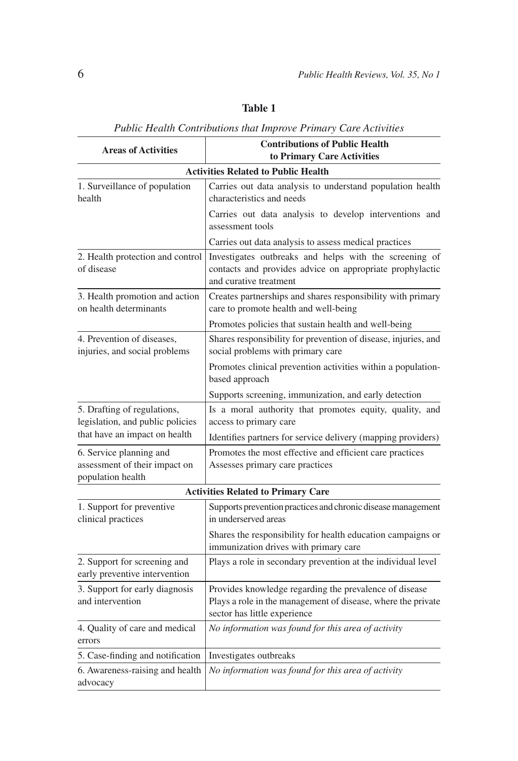**Table 1**

*Public Health Contributions that Improve Primary Care Activities*

| Areas of Activities | Contributions of Public Health to Primary Care Activities |
|---|---|
| **Activities Related to Public Health** | |
| 1. Surveillance of population health | Carries out data analysis to understand population health characteristics and needs |
| | Carries out data analysis to develop interventions and assessment tools |
| | Carries out data analysis to assess medical practices |
| 2. Health protection and control of disease | Investigates outbreaks and helps with the screening of contacts and provides advice on appropriate prophylactic and curative treatment |
| 3. Health promotion and action on health determinants | Creates partnerships and shares responsibility with primary care to promote health and well-being |
| | Promotes policies that sustain health and well-being |
| 4. Prevention of diseases, injuries, and social problems | Shares responsibility for prevention of disease, injuries, and social problems with primary care |
| | Promotes clinical prevention activities within a population-based approach |
| | Supports screening, immunization, and early detection |
| 5. Drafting of regulations, legislation, and public policies that have an impact on health | Is a moral authority that promotes equity, quality, and access to primary care |
| | Identifies partners for service delivery (mapping providers) |
| 6. Service planning and assessment of their impact on population health | Promotes the most effective and efficient care practices<br>Assesses primary care practices |
| **Activities Related to Primary Care** | |
| 1. Support for preventive clinical practices | Supports prevention practices and chronic disease management in underserved areas |
| | Shares the responsibility for health education campaigns or immunization drives with primary care |
| 2. Support for screening and early preventive intervention | Plays a role in secondary prevention at the individual level |
| 3. Support for early diagnosis and intervention | Provides knowledge regarding the prevalence of disease<br>Plays a role in the management of disease, where the private sector has little experience |
| 4. Quality of care and medical errors | *No information was found for this area of activity* |
| 5. Case-finding and notification | Investigates outbreaks |
| 6. Awareness-raising and health advocacy | *No information was found for this area of activity* |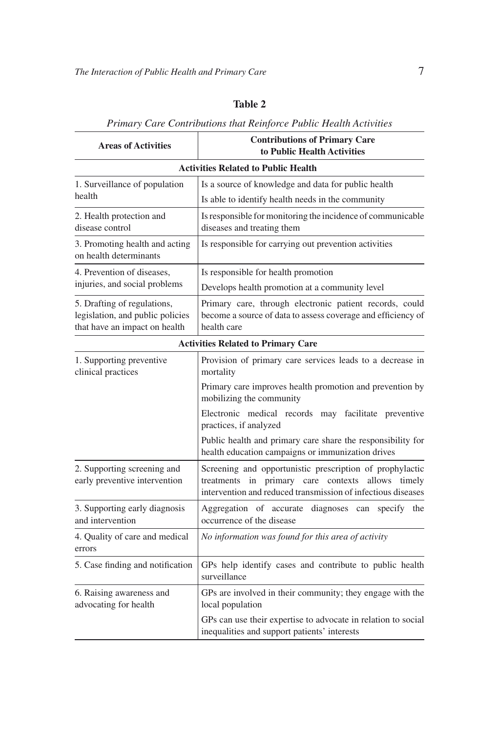**Table 2**

*Primary Care Contributions that Reinforce Public Health Activities*

| Areas of Activities | Contributions of Primary Care to Public Health Activities |
|---|---|
| **Activities Related to Public Health** | |
| 1. Surveillance of population health | Is a source of knowledge and data for public health |
| | Is able to identify health needs in the community |
| 2. Health protection and disease control | Is responsible for monitoring the incidence of communicable diseases and treating them |
| 3. Promoting health and acting on health determinants | Is responsible for carrying out prevention activities |
| 4. Prevention of diseases, injuries, and social problems | Is responsible for health promotion |
| | Develops health promotion at a community level |
| 5. Drafting of regulations, legislation, and public policies that have an impact on health | Primary care, through electronic patient records, could become a source of data to assess coverage and efficiency of health care |
| **Activities Related to Primary Care** | |
| 1. Supporting preventive clinical practices | Provision of primary care services leads to a decrease in mortality |
| | Primary care improves health promotion and prevention by mobilizing the community |
| | Electronic medical records may facilitate preventive practices, if analyzed |
| | Public health and primary care share the responsibility for health education campaigns or immunization drives |
| 2. Supporting screening and early preventive intervention | Screening and opportunistic prescription of prophylactic treatments in primary care contexts allows timely intervention and reduced transmission of infectious diseases |
| 3. Supporting early diagnosis and intervention | Aggregation of accurate diagnoses can specify the occurrence of the disease |
| 4. Quality of care and medical errors | *No information was found for this area of activity* |
| 5. Case finding and notification | GPs help identify cases and contribute to public health surveillance |
| 6. Raising awareness and advocating for health | GPs are involved in their community; they engage with the local population |
| | GPs can use their expertise to advocate in relation to social inequalities and support patients' interests |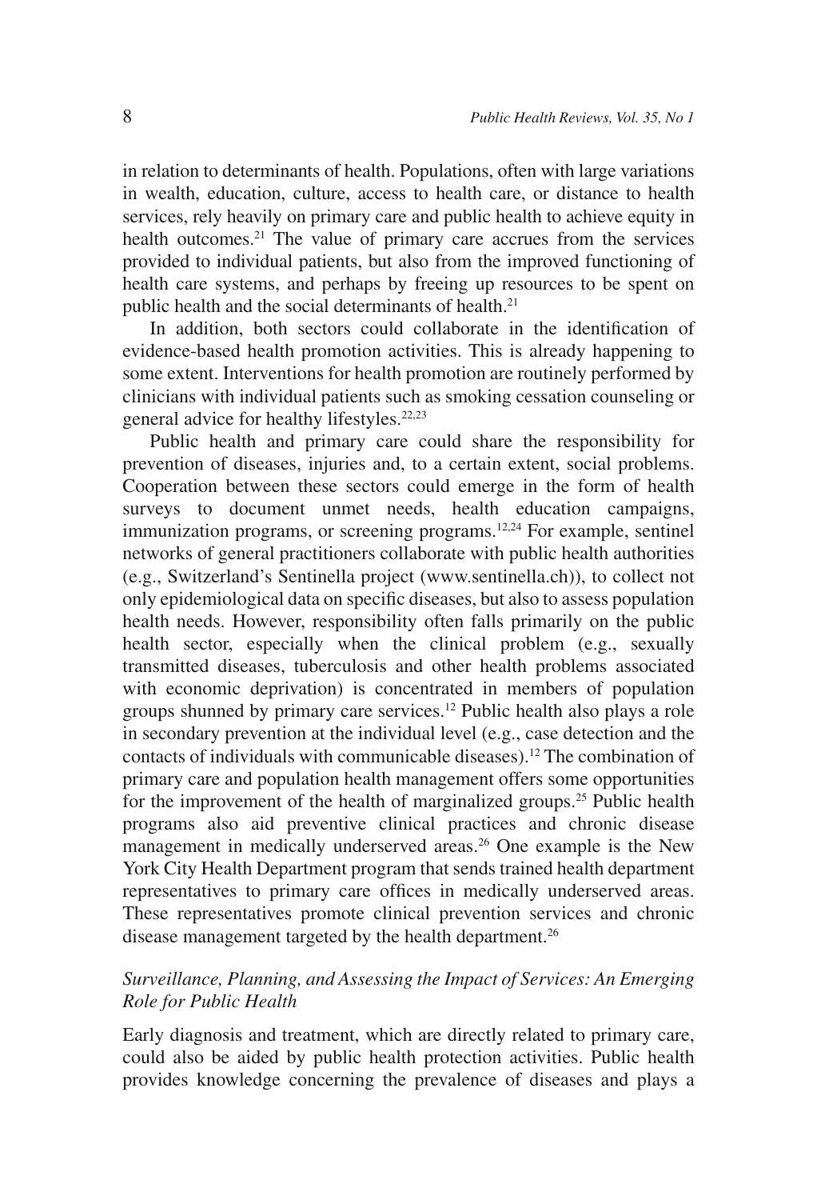in relation to determinants of health. Populations, often with large variations in wealth, education, culture, access to health care, or distance to health services, rely heavily on primary care and public health to achieve equity in health outcomes.[21] The value of primary care accrues from the services provided to individual patients, but also from the improved functioning of health care systems, and perhaps by freeing up resources to be spent on public health and the social determinants of health.[21]

In addition, both sectors could collaborate in the identification of evidence-based health promotion activities. This is already happening to some extent. Interventions for health promotion are routinely performed by clinicians with individual patients such as smoking cessation counseling or general advice for healthy lifestyles.[22,23]

Public health and primary care could share the responsibility for prevention of diseases, injuries and, to a certain extent, social problems. Cooperation between these sectors could emerge in the form of health surveys to document unmet needs, health education campaigns, immunization programs, or screening programs.[12,24] For example, sentinel networks of general practitioners collaborate with public health authorities (e.g., Switzerland's Sentinella project (www.sentinella.ch)), to collect not only epidemiological data on specific diseases, but also to assess population health needs. However, responsibility often falls primarily on the public health sector, especially when the clinical problem (e.g., sexually transmitted diseases, tuberculosis and other health problems associated with economic deprivation) is concentrated in members of population groups shunned by primary care services.[12] Public health also plays a role in secondary prevention at the individual level (e.g., case detection and the contacts of individuals with communicable diseases).[12] The combination of primary care and population health management offers some opportunities for the improvement of the health of marginalized groups.[25] Public health programs also aid preventive clinical practices and chronic disease management in medically underserved areas.[26] One example is the New York City Health Department program that sends trained health department representatives to primary care offices in medically underserved areas. These representatives promote clinical prevention services and chronic disease management targeted by the health department.[26]

### *Surveillance, Planning, and Assessing the Impact of Services: An Emerging Role for Public Health*

Early diagnosis and treatment, which are directly related to primary care, could also be aided by public health protection activities. Public health provides knowledge concerning the prevalence of diseases and plays a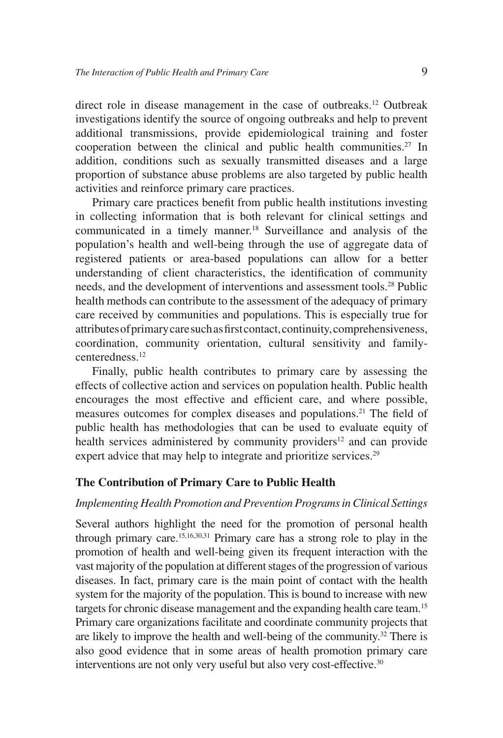direct role in disease management in the case of outbreaks.[12] Outbreak investigations identify the source of ongoing outbreaks and help to prevent additional transmissions, provide epidemiological training and foster cooperation between the clinical and public health communities.[27] In addition, conditions such as sexually transmitted diseases and a large proportion of substance abuse problems are also targeted by public health activities and reinforce primary care practices.

Primary care practices benefit from public health institutions investing in collecting information that is both relevant for clinical settings and communicated in a timely manner.[18] Surveillance and analysis of the population's health and well-being through the use of aggregate data of registered patients or area-based populations can allow for a better understanding of client characteristics, the identification of community needs, and the development of interventions and assessment tools.[28] Public health methods can contribute to the assessment of the adequacy of primary care received by communities and populations. This is especially true for attributes of primary care such as first contact, continuity, comprehensiveness, coordination, community orientation, cultural sensitivity and family-centeredness.[12]

Finally, public health contributes to primary care by assessing the effects of collective action and services on population health. Public health encourages the most effective and efficient care, and where possible, measures outcomes for complex diseases and populations.[21] The field of public health has methodologies that can be used to evaluate equity of health services administered by community providers[12] and can provide expert advice that may help to integrate and prioritize services.[29]

## The Contribution of Primary Care to Public Health

### *Implementing Health Promotion and Prevention Programs in Clinical Settings*

Several authors highlight the need for the promotion of personal health through primary care.[15,16,30,31] Primary care has a strong role to play in the promotion of health and well-being given its frequent interaction with the vast majority of the population at different stages of the progression of various diseases. In fact, primary care is the main point of contact with the health system for the majority of the population. This is bound to increase with new targets for chronic disease management and the expanding health care team.[15] Primary care organizations facilitate and coordinate community projects that are likely to improve the health and well-being of the community.[32] There is also good evidence that in some areas of health promotion primary care interventions are not only very useful but also very cost-effective.[30]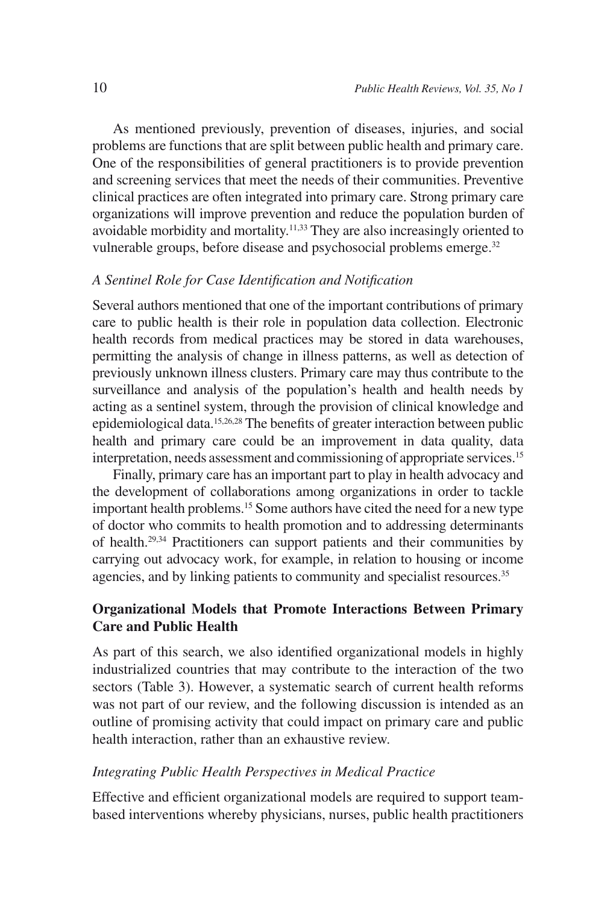As mentioned previously, prevention of diseases, injuries, and social problems are functions that are split between public health and primary care. One of the responsibilities of general practitioners is to provide prevention and screening services that meet the needs of their communities. Preventive clinical practices are often integrated into primary care. Strong primary care organizations will improve prevention and reduce the population burden of avoidable morbidity and mortality.[11,33] They are also increasingly oriented to vulnerable groups, before disease and psychosocial problems emerge.[32]

### *A Sentinel Role for Case Identification and Notification*

Several authors mentioned that one of the important contributions of primary care to public health is their role in population data collection. Electronic health records from medical practices may be stored in data warehouses, permitting the analysis of change in illness patterns, as well as detection of previously unknown illness clusters. Primary care may thus contribute to the surveillance and analysis of the population's health and health needs by acting as a sentinel system, through the provision of clinical knowledge and epidemiological data.[15,26,28] The benefits of greater interaction between public health and primary care could be an improvement in data quality, data interpretation, needs assessment and commissioning of appropriate services.[15]

Finally, primary care has an important part to play in health advocacy and the development of collaborations among organizations in order to tackle important health problems.[15] Some authors have cited the need for a new type of doctor who commits to health promotion and to addressing determinants of health.[29,34] Practitioners can support patients and their communities by carrying out advocacy work, for example, in relation to housing or income agencies, and by linking patients to community and specialist resources.[35]

## **Organizational Models that Promote Interactions Between Primary Care and Public Health**

As part of this search, we also identified organizational models in highly industrialized countries that may contribute to the interaction of the two sectors (Table 3). However, a systematic search of current health reforms was not part of our review, and the following discussion is intended as an outline of promising activity that could impact on primary care and public health interaction, rather than an exhaustive review.

### *Integrating Public Health Perspectives in Medical Practice*

Effective and efficient organizational models are required to support team-based interventions whereby physicians, nurses, public health practitioners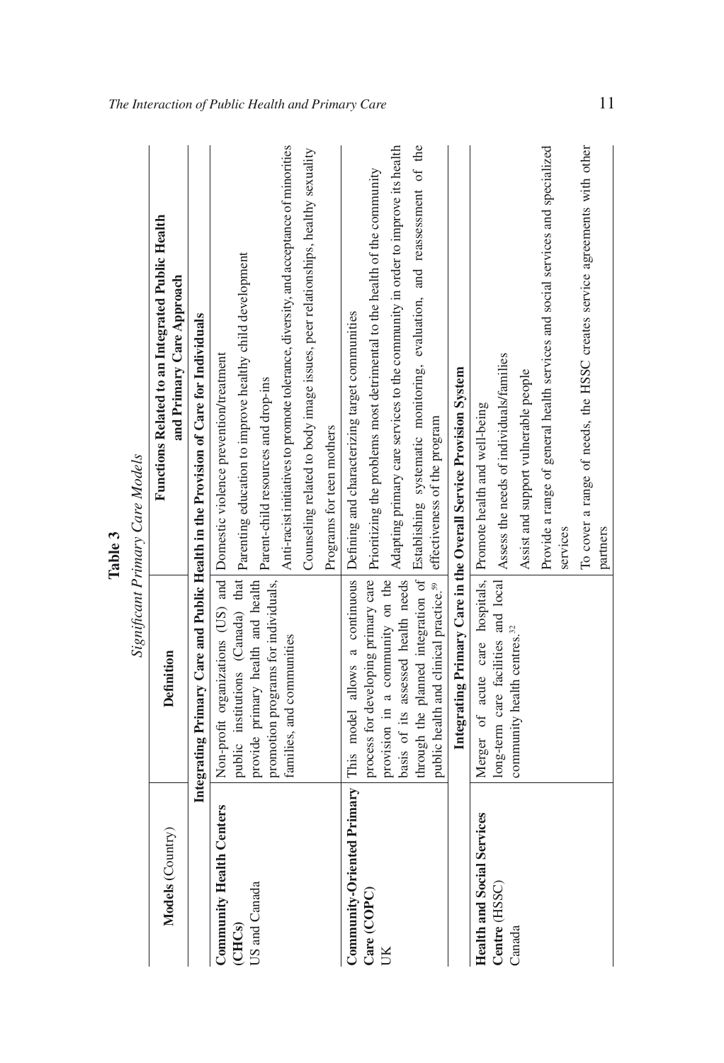**Table 3**

*Significant Primary Care Models*

| **Models** (Country) | **Definition** | **Functions Related to an Integrated Public Health and Primary Care Approach** |
|---|---|---|
| **Integrating Primary Care and Public Health in the Provision of Care for Individuals** | | |
| **Community Health Centers (CHCs)** US and Canada | Non-profit organizations (US) and public institutions (Canada) that provide primary health and health promotion programs for individuals, families, and communities | Domestic violence prevention/treatment<br>Parenting education to improve healthy child development<br>Parent-child resources and drop-ins<br>Anti-racist initiatives to promote tolerance, diversity, and acceptance of minorities<br>Counseling related to body image issues, peer relationships, healthy sexuality<br>Programs for teen mothers |
| **Community-Oriented Primary Care (COPC)** UK | This model allows a continuous process for developing primary care provision in a community on the basis of its assessed health needs through the planned integration of public health and clinical practice.[59] | Defining and characterizing target communities<br>Prioritizing the problems most detrimental to the health of the community<br>Adapting primary care services to the community in order to improve its health<br>Establishing systematic monitoring, evaluation, and reassessment of the effectiveness of the program |
| **Integrating Primary Care in the Overall Service Provision System** | | |
| **Health and Social Services Centre** (HSSC) Canada | Merger of acute care hospitals, long-term care facilities and local community health centres.[32] | Promote health and well-being<br>Assess the needs of individuals/families<br>Assist and support vulnerable people<br>Provide a range of general health services and social services and specialized services<br>To cover a range of needs, the HSSC creates service agreements with other partners |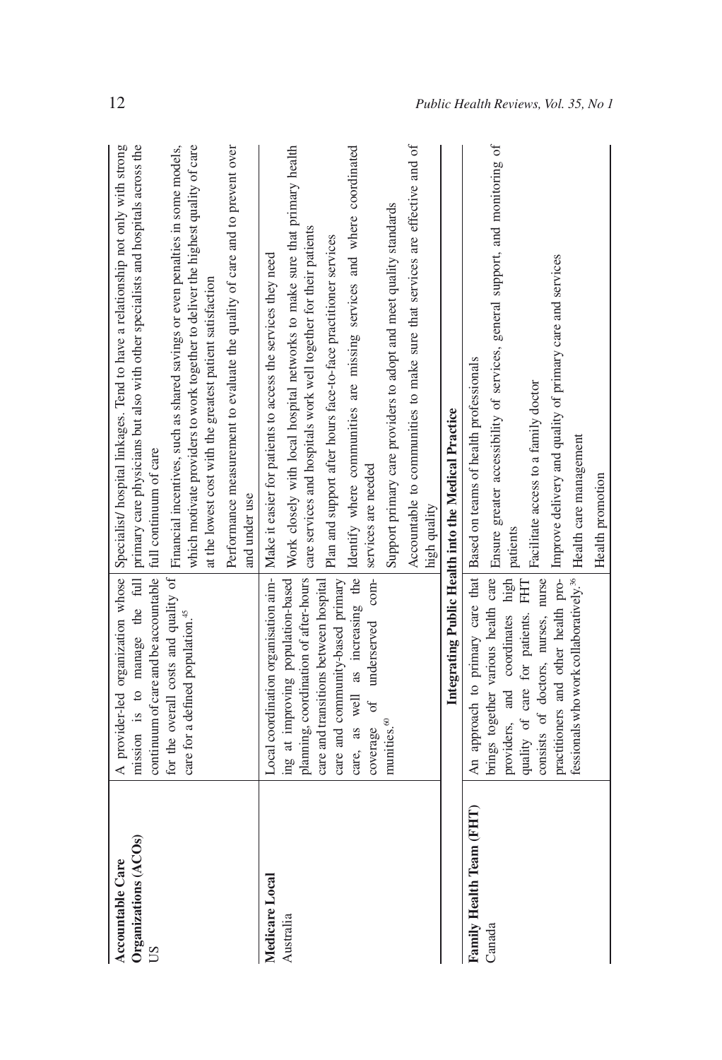| | | |
|---|---|---|
| **Accountable Care Organizations (ACOs)** US | A provider-led organization whose mission is to manage the full continuum of care and be accountable for the overall costs and quality of care for a defined population.[45] | Specialist/ hospital linkages. Tend to have a relationship not only with strong primary care physicians but also with other specialists and hospitals across the full continuum of care<br>Financial incentives, such as shared savings or even penalties in some models, which motivate providers to work together to deliver the highest quality of care at the lowest cost with the greatest patient satisfaction<br>Performance measurement to evaluate the quality of care and to prevent over and under use |
| **Medicare Local** Australia | Local coordination organisation aiming at improving population-based planning, coordination of after-hours care and transitions between hospital care and community-based primary care, as well as increasing the coverage of underserved communities.[60] | Make it easier for patients to access the services they need<br>Work closely with local hospital networks to make sure that primary health care services and hospitals work well together for their patients<br>Plan and support after hours face-to-face practitioner services<br>Identify where communities are missing services and where coordinated services are needed<br>Support primary care providers to adopt and meet quality standards<br>Accountable to communities to make sure that services are effective and of high quality |
| | **Integrating Public Health into the Medical Practice** | |
| **Family Health Team (FHT)** Canada | An approach to primary care that brings together various health care providers, and coordinates high quality of care for patients. FHT consists of doctors, nurses, nurse practitioners and other health professionals who work collaboratively.[36] | Based on teams of health professionals<br>Ensure greater accessibility of services, general support, and monitoring of patients<br>Facilitate access to a family doctor<br>Improve delivery and quality of primary care and services<br>Health care management<br>Health promotion |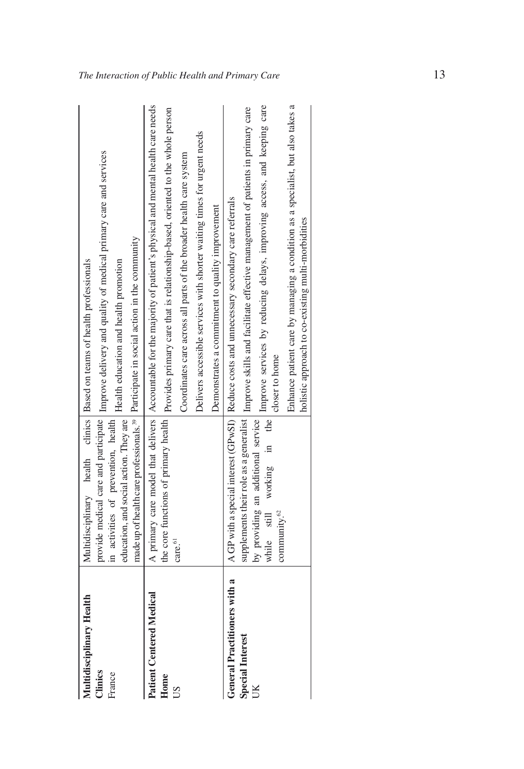| | | |
|---|---|---|
| **Multidisciplinary Health Clinics**<br>France | Multidisciplinary health clinics provide medical care and participate in activities of prevention, health education, and social action. They are made up of health care professionals.[39] | Based on teams of health professionals<br>Improve delivery and quality of medical primary care and services<br>Health education and health promotion<br>Participate in social action in the community |
| **Patient Centered Medical Home**<br>US | A primary care model that delivers the core functions of primary health care.[61] | Accountable for the majority of patient's physical and mental health care needs<br>Provides primary care that is relationship-based, oriented to the whole person<br>Coordinates care across all parts of the broader health care system<br>Delivers accessible services with shorter waiting times for urgent needs<br>Demonstrates a commitment to quality improvement |
| **General Practitioners with a Special Interest**<br>UK | A GP with a special interest (GPwSI) supplements their role as a generalist by providing an additional service while still working in the community.[62] | Reduce costs and unnecessary secondary care referrals<br>Improve skills and facilitate effective management of patients in primary care<br>Improve services by reducing delays, improving access, and keeping care closer to home<br>Enhance patient care by managing a condition as a specialist, but also takes a holistic approach to co-existing multi-morbidities |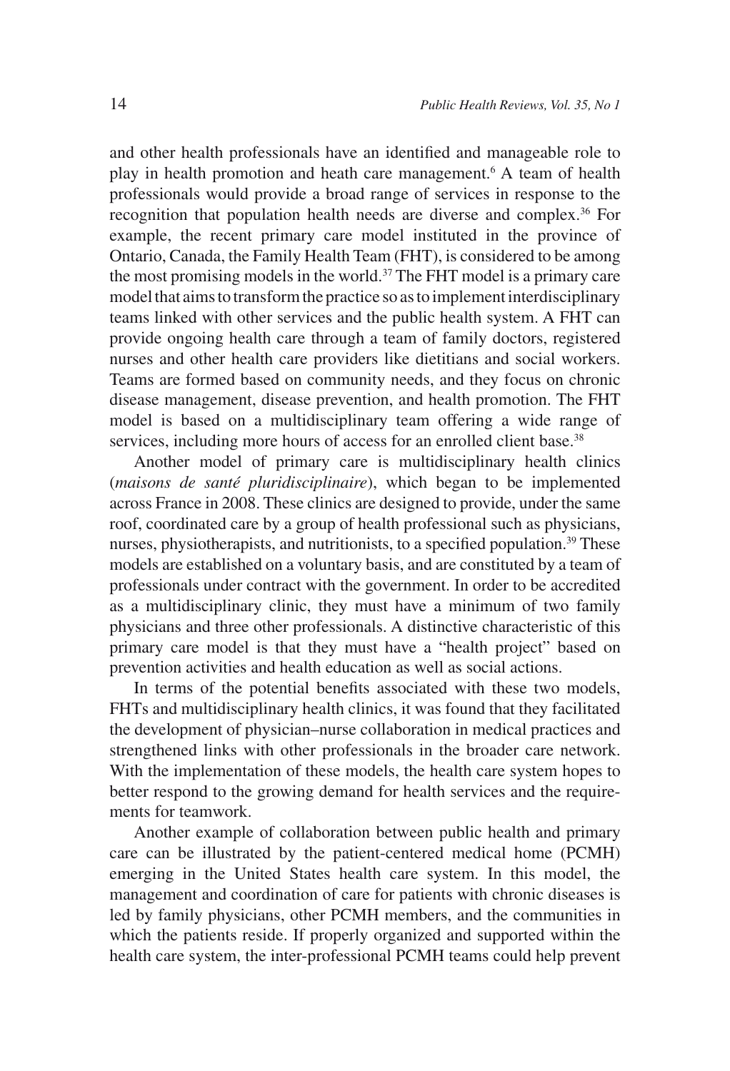and other health professionals have an identified and manageable role to play in health promotion and heath care management.[6] A team of health professionals would provide a broad range of services in response to the recognition that population health needs are diverse and complex.[36] For example, the recent primary care model instituted in the province of Ontario, Canada, the Family Health Team (FHT), is considered to be among the most promising models in the world.[37] The FHT model is a primary care model that aims to transform the practice so as to implement interdisciplinary teams linked with other services and the public health system. A FHT can provide ongoing health care through a team of family doctors, registered nurses and other health care providers like dietitians and social workers. Teams are formed based on community needs, and they focus on chronic disease management, disease prevention, and health promotion. The FHT model is based on a multidisciplinary team offering a wide range of services, including more hours of access for an enrolled client base.[38]

Another model of primary care is multidisciplinary health clinics (*maisons de santé pluridisciplinaire*), which began to be implemented across France in 2008. These clinics are designed to provide, under the same roof, coordinated care by a group of health professional such as physicians, nurses, physiotherapists, and nutritionists, to a specified population.[39] These models are established on a voluntary basis, and are constituted by a team of professionals under contract with the government. In order to be accredited as a multidisciplinary clinic, they must have a minimum of two family physicians and three other professionals. A distinctive characteristic of this primary care model is that they must have a "health project" based on prevention activities and health education as well as social actions.

In terms of the potential benefits associated with these two models, FHTs and multidisciplinary health clinics, it was found that they facilitated the development of physician–nurse collaboration in medical practices and strengthened links with other professionals in the broader care network. With the implementation of these models, the health care system hopes to better respond to the growing demand for health services and the requirements for teamwork.

Another example of collaboration between public health and primary care can be illustrated by the patient-centered medical home (PCMH) emerging in the United States health care system. In this model, the management and coordination of care for patients with chronic diseases is led by family physicians, other PCMH members, and the communities in which the patients reside. If properly organized and supported within the health care system, the inter-professional PCMH teams could help prevent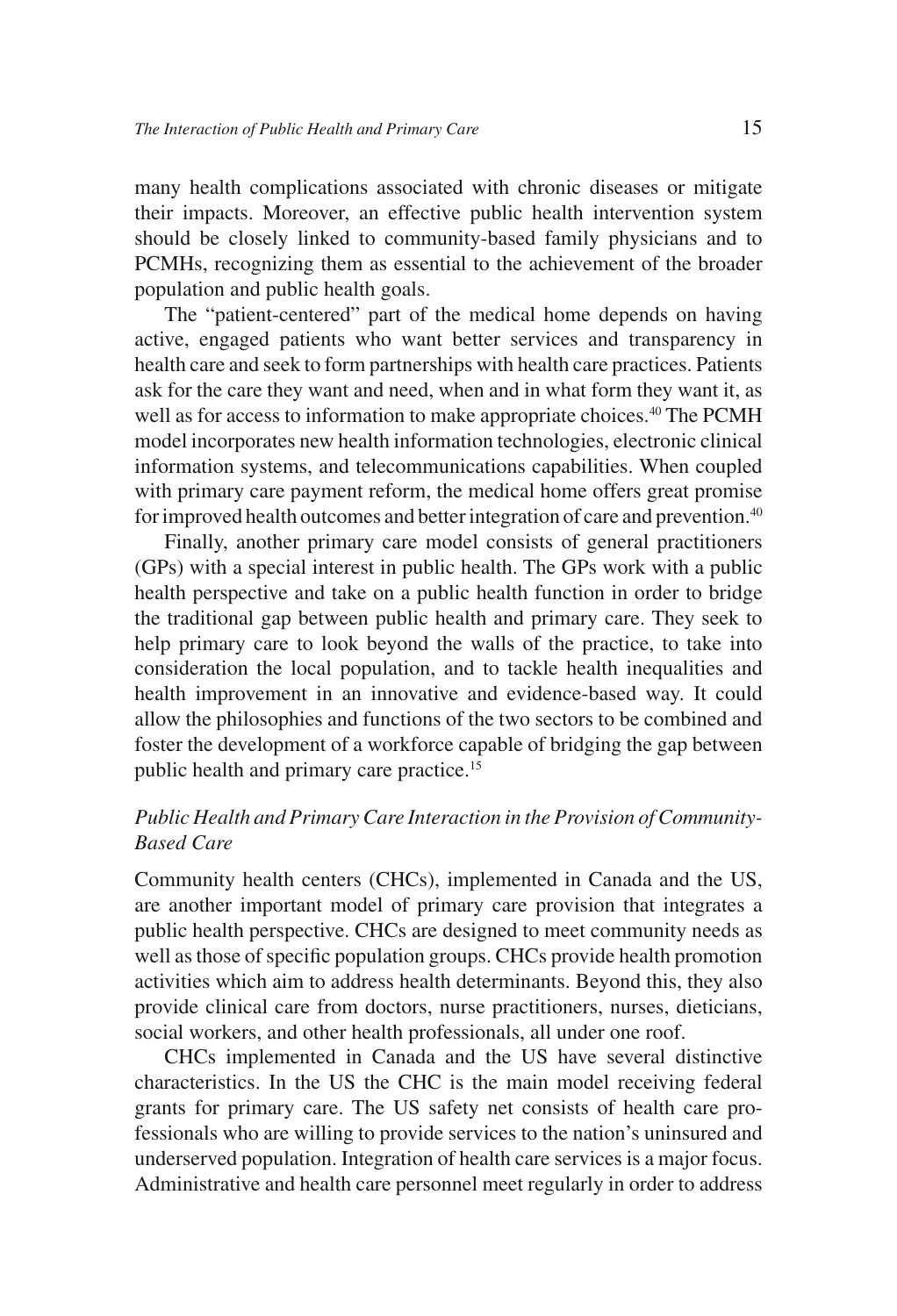many health complications associated with chronic diseases or mitigate their impacts. Moreover, an effective public health intervention system should be closely linked to community-based family physicians and to PCMHs, recognizing them as essential to the achievement of the broader population and public health goals.

The "patient-centered" part of the medical home depends on having active, engaged patients who want better services and transparency in health care and seek to form partnerships with health care practices. Patients ask for the care they want and need, when and in what form they want it, as well as for access to information to make appropriate choices.[40] The PCMH model incorporates new health information technologies, electronic clinical information systems, and telecommunications capabilities. When coupled with primary care payment reform, the medical home offers great promise for improved health outcomes and better integration of care and prevention.[40]

Finally, another primary care model consists of general practitioners (GPs) with a special interest in public health. The GPs work with a public health perspective and take on a public health function in order to bridge the traditional gap between public health and primary care. They seek to help primary care to look beyond the walls of the practice, to take into consideration the local population, and to tackle health inequalities and health improvement in an innovative and evidence-based way. It could allow the philosophies and functions of the two sectors to be combined and foster the development of a workforce capable of bridging the gap between public health and primary care practice.[15]

### *Public Health and Primary Care Interaction in the Provision of Community-Based Care*

Community health centers (CHCs), implemented in Canada and the US, are another important model of primary care provision that integrates a public health perspective. CHCs are designed to meet community needs as well as those of specific population groups. CHCs provide health promotion activities which aim to address health determinants. Beyond this, they also provide clinical care from doctors, nurse practitioners, nurses, dieticians, social workers, and other health professionals, all under one roof.

CHCs implemented in Canada and the US have several distinctive characteristics. In the US the CHC is the main model receiving federal grants for primary care. The US safety net consists of health care professionals who are willing to provide services to the nation's uninsured and underserved population. Integration of health care services is a major focus. Administrative and health care personnel meet regularly in order to address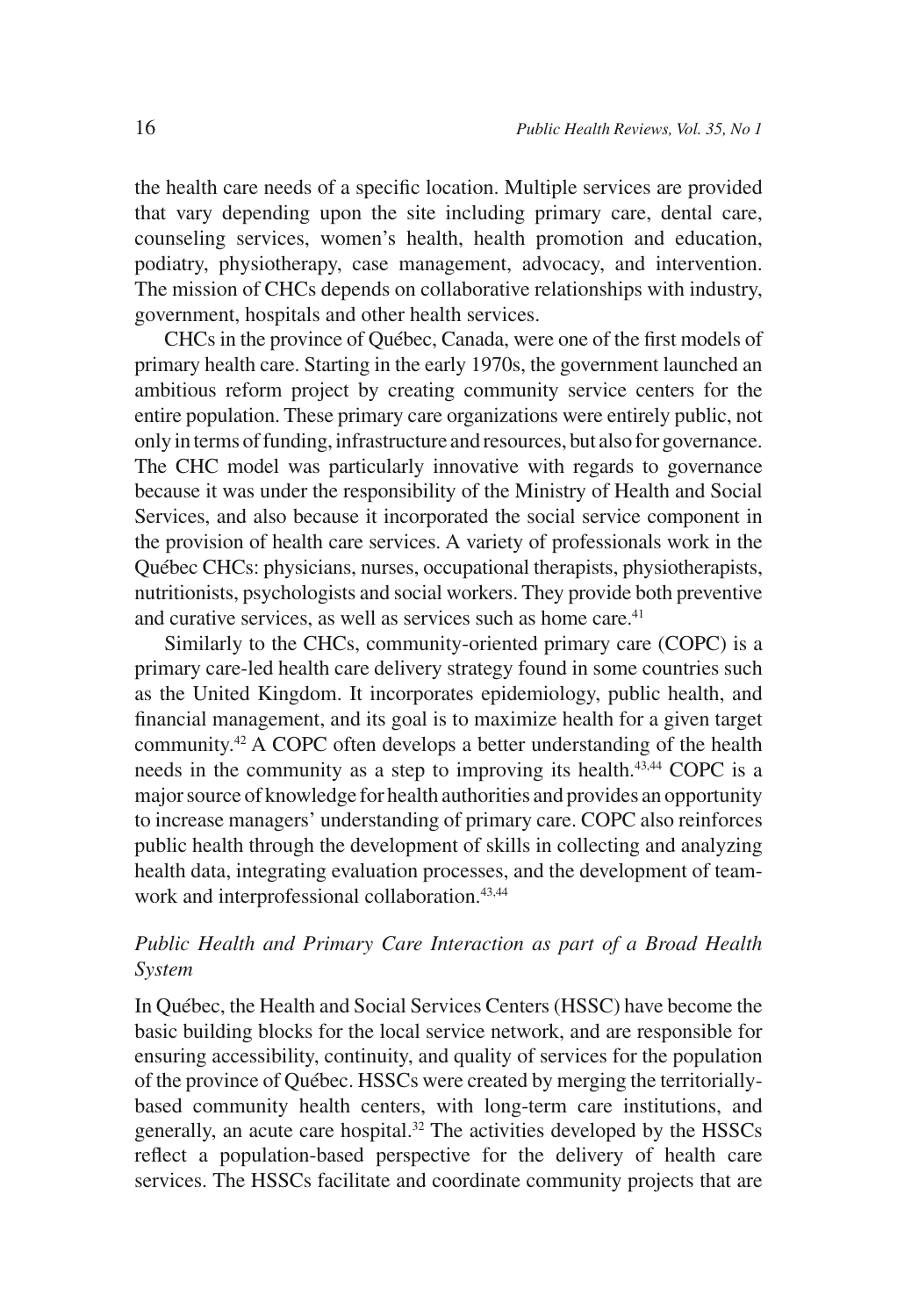the health care needs of a specific location. Multiple services are provided that vary depending upon the site including primary care, dental care, counseling services, women's health, health promotion and education, podiatry, physiotherapy, case management, advocacy, and intervention. The mission of CHCs depends on collaborative relationships with industry, government, hospitals and other health services.

CHCs in the province of Québec, Canada, were one of the first models of primary health care. Starting in the early 1970s, the government launched an ambitious reform project by creating community service centers for the entire population. These primary care organizations were entirely public, not only in terms of funding, infrastructure and resources, but also for governance. The CHC model was particularly innovative with regards to governance because it was under the responsibility of the Ministry of Health and Social Services, and also because it incorporated the social service component in the provision of health care services. A variety of professionals work in the Québec CHCs: physicians, nurses, occupational therapists, physiotherapists, nutritionists, psychologists and social workers. They provide both preventive and curative services, as well as services such as home care.[41]

Similarly to the CHCs, community-oriented primary care (COPC) is a primary care-led health care delivery strategy found in some countries such as the United Kingdom. It incorporates epidemiology, public health, and financial management, and its goal is to maximize health for a given target community.[42] A COPC often develops a better understanding of the health needs in the community as a step to improving its health.[43,44] COPC is a major source of knowledge for health authorities and provides an opportunity to increase managers' understanding of primary care. COPC also reinforces public health through the development of skills in collecting and analyzing health data, integrating evaluation processes, and the development of teamwork and interprofessional collaboration.[43,44]

### *Public Health and Primary Care Interaction as part of a Broad Health System*

In Québec, the Health and Social Services Centers (HSSC) have become the basic building blocks for the local service network, and are responsible for ensuring accessibility, continuity, and quality of services for the population of the province of Québec. HSSCs were created by merging the territorially-based community health centers, with long-term care institutions, and generally, an acute care hospital.[32] The activities developed by the HSSCs reflect a population-based perspective for the delivery of health care services. The HSSCs facilitate and coordinate community projects that are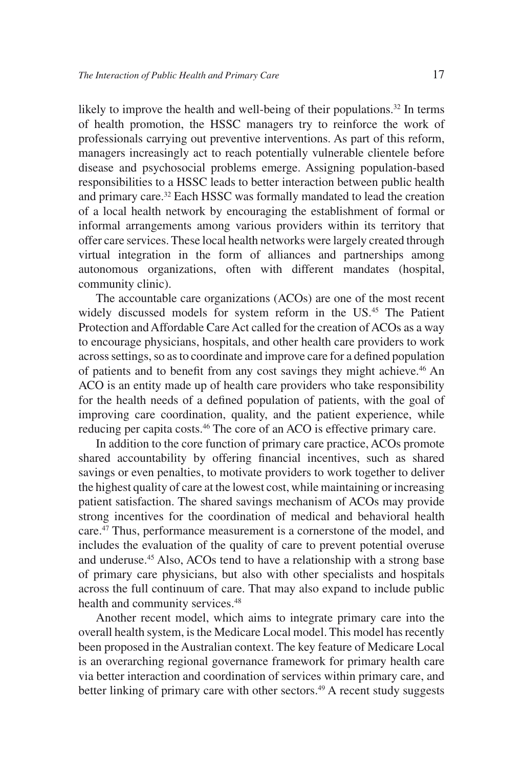likely to improve the health and well-being of their populations.[32] In terms of health promotion, the HSSC managers try to reinforce the work of professionals carrying out preventive interventions. As part of this reform, managers increasingly act to reach potentially vulnerable clientele before disease and psychosocial problems emerge. Assigning population-based responsibilities to a HSSC leads to better interaction between public health and primary care.[32] Each HSSC was formally mandated to lead the creation of a local health network by encouraging the establishment of formal or informal arrangements among various providers within its territory that offer care services. These local health networks were largely created through virtual integration in the form of alliances and partnerships among autonomous organizations, often with different mandates (hospital, community clinic).

The accountable care organizations (ACOs) are one of the most recent widely discussed models for system reform in the US.[45] The Patient Protection and Affordable Care Act called for the creation of ACOs as a way to encourage physicians, hospitals, and other health care providers to work across settings, so as to coordinate and improve care for a defined population of patients and to benefit from any cost savings they might achieve.[46] An ACO is an entity made up of health care providers who take responsibility for the health needs of a defined population of patients, with the goal of improving care coordination, quality, and the patient experience, while reducing per capita costs.[46] The core of an ACO is effective primary care.

In addition to the core function of primary care practice, ACOs promote shared accountability by offering financial incentives, such as shared savings or even penalties, to motivate providers to work together to deliver the highest quality of care at the lowest cost, while maintaining or increasing patient satisfaction. The shared savings mechanism of ACOs may provide strong incentives for the coordination of medical and behavioral health care.[47] Thus, performance measurement is a cornerstone of the model, and includes the evaluation of the quality of care to prevent potential overuse and underuse.[45] Also, ACOs tend to have a relationship with a strong base of primary care physicians, but also with other specialists and hospitals across the full continuum of care. That may also expand to include public health and community services.[48]

Another recent model, which aims to integrate primary care into the overall health system, is the Medicare Local model. This model has recently been proposed in the Australian context. The key feature of Medicare Local is an overarching regional governance framework for primary health care via better interaction and coordination of services within primary care, and better linking of primary care with other sectors.[49] A recent study suggests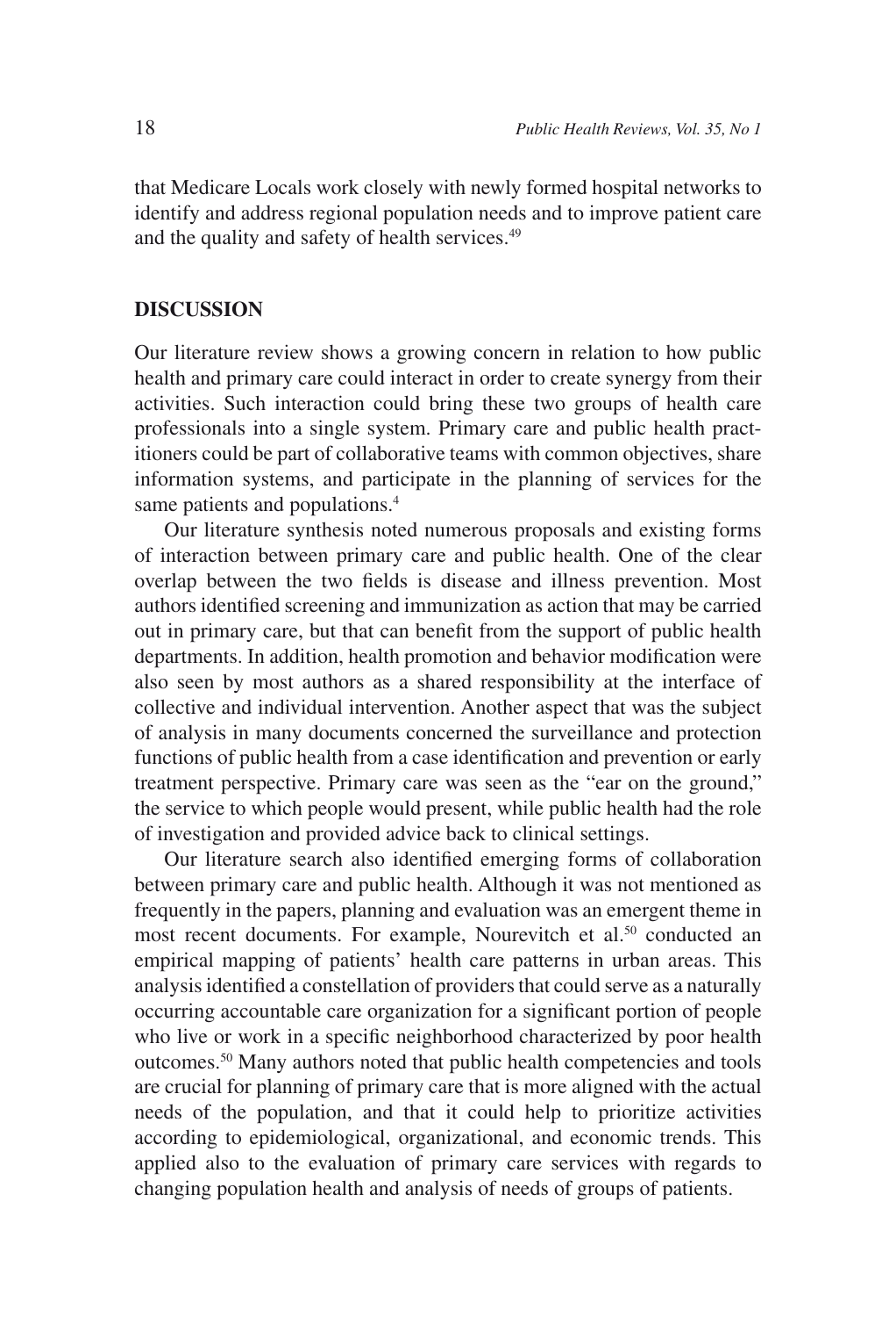that Medicare Locals work closely with newly formed hospital networks to identify and address regional population needs and to improve patient care and the quality and safety of health services.[49]

## DISCUSSION

Our literature review shows a growing concern in relation to how public health and primary care could interact in order to create synergy from their activities. Such interaction could bring these two groups of health care professionals into a single system. Primary care and public health practitioners could be part of collaborative teams with common objectives, share information systems, and participate in the planning of services for the same patients and populations.[4]

Our literature synthesis noted numerous proposals and existing forms of interaction between primary care and public health. One of the clear overlap between the two fields is disease and illness prevention. Most authors identified screening and immunization as action that may be carried out in primary care, but that can benefit from the support of public health departments. In addition, health promotion and behavior modification were also seen by most authors as a shared responsibility at the interface of collective and individual intervention. Another aspect that was the subject of analysis in many documents concerned the surveillance and protection functions of public health from a case identification and prevention or early treatment perspective. Primary care was seen as the "ear on the ground," the service to which people would present, while public health had the role of investigation and provided advice back to clinical settings.

Our literature search also identified emerging forms of collaboration between primary care and public health. Although it was not mentioned as frequently in the papers, planning and evaluation was an emergent theme in most recent documents. For example, Nourevitch et al.[50] conducted an empirical mapping of patients' health care patterns in urban areas. This analysis identified a constellation of providers that could serve as a naturally occurring accountable care organization for a significant portion of people who live or work in a specific neighborhood characterized by poor health outcomes.[50] Many authors noted that public health competencies and tools are crucial for planning of primary care that is more aligned with the actual needs of the population, and that it could help to prioritize activities according to epidemiological, organizational, and economic trends. This applied also to the evaluation of primary care services with regards to changing population health and analysis of needs of groups of patients.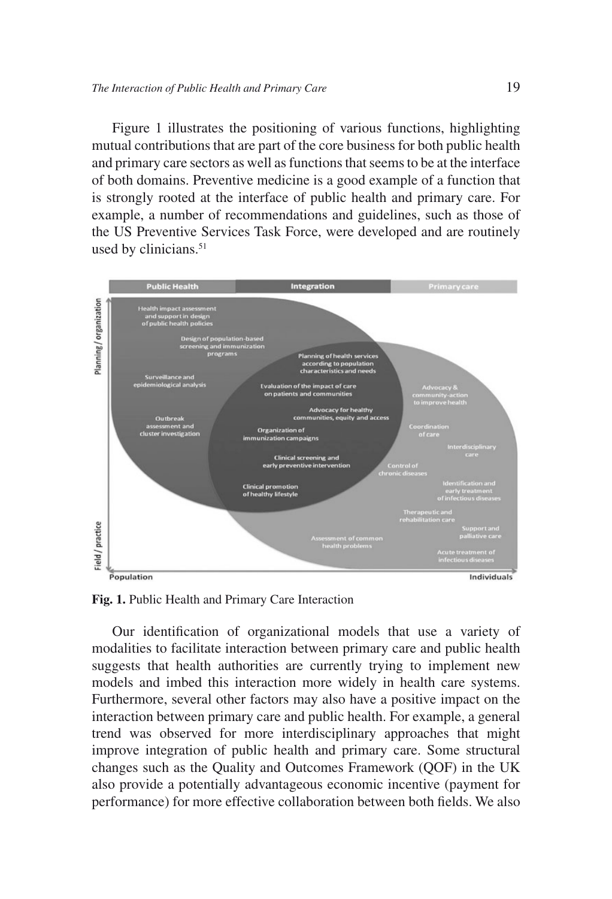Figure 1 illustrates the positioning of various functions, highlighting mutual contributions that are part of the core business for both public health and primary care sectors as well as functions that seems to be at the interface of both domains. Preventive medicine is a good example of a function that is strongly rooted at the interface of public health and primary care. For example, a number of recommendations and guidelines, such as those of the US Preventive Services Task Force, were developed and are routinely used by clinicians.[51]

**Fig. 1.** Public Health and Primary Care Interaction

Our identification of organizational models that use a variety of modalities to facilitate interaction between primary care and public health suggests that health authorities are currently trying to implement new models and imbed this interaction more widely in health care systems. Furthermore, several other factors may also have a positive impact on the interaction between primary care and public health. For example, a general trend was observed for more interdisciplinary approaches that might improve integration of public health and primary care. Some structural changes such as the Quality and Outcomes Framework (QOF) in the UK also provide a potentially advantageous economic incentive (payment for performance) for more effective collaboration between both fields. We also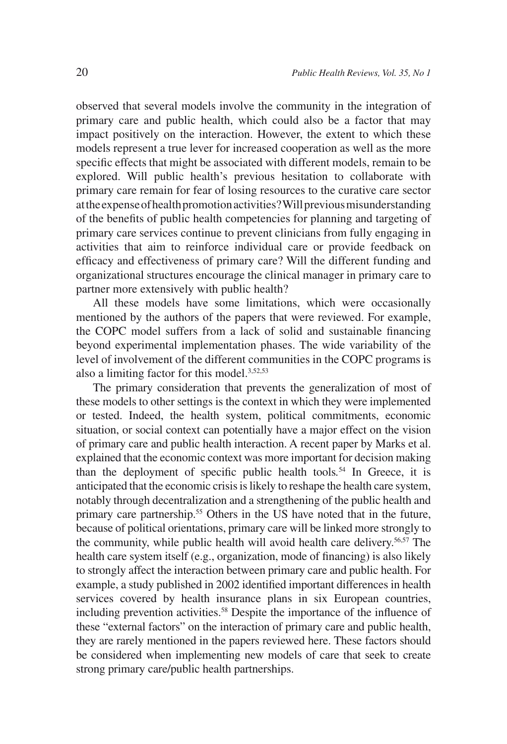observed that several models involve the community in the integration of primary care and public health, which could also be a factor that may impact positively on the interaction. However, the extent to which these models represent a true lever for increased cooperation as well as the more specific effects that might be associated with different models, remain to be explored. Will public health's previous hesitation to collaborate with primary care remain for fear of losing resources to the curative care sector at the expense of health promotion activities? Will previous misunderstanding of the benefits of public health competencies for planning and targeting of primary care services continue to prevent clinicians from fully engaging in activities that aim to reinforce individual care or provide feedback on efficacy and effectiveness of primary care? Will the different funding and organizational structures encourage the clinical manager in primary care to partner more extensively with public health?

All these models have some limitations, which were occasionally mentioned by the authors of the papers that were reviewed. For example, the COPC model suffers from a lack of solid and sustainable financing beyond experimental implementation phases. The wide variability of the level of involvement of the different communities in the COPC programs is also a limiting factor for this model.[3,52,53]

The primary consideration that prevents the generalization of most of these models to other settings is the context in which they were implemented or tested. Indeed, the health system, political commitments, economic situation, or social context can potentially have a major effect on the vision of primary care and public health interaction. A recent paper by Marks et al. explained that the economic context was more important for decision making than the deployment of specific public health tools.[54] In Greece, it is anticipated that the economic crisis is likely to reshape the health care system, notably through decentralization and a strengthening of the public health and primary care partnership.[55] Others in the US have noted that in the future, because of political orientations, primary care will be linked more strongly to the community, while public health will avoid health care delivery.[56,57] The health care system itself (e.g., organization, mode of financing) is also likely to strongly affect the interaction between primary care and public health. For example, a study published in 2002 identified important differences in health services covered by health insurance plans in six European countries, including prevention activities.[58] Despite the importance of the influence of these "external factors" on the interaction of primary care and public health, they are rarely mentioned in the papers reviewed here. These factors should be considered when implementing new models of care that seek to create strong primary care/public health partnerships.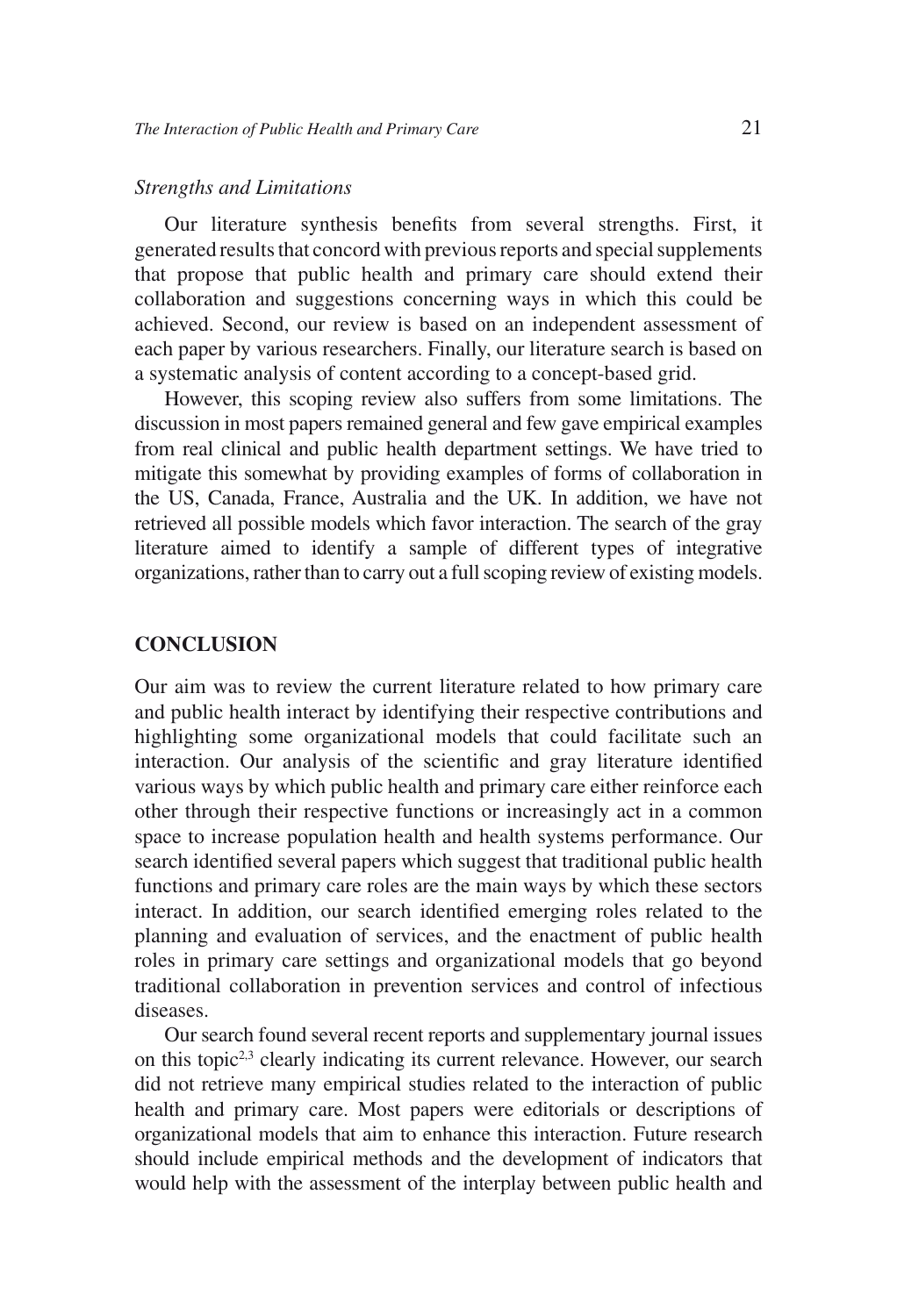*Strengths and Limitations*

Our literature synthesis benefits from several strengths. First, it generated results that concord with previous reports and special supplements that propose that public health and primary care should extend their collaboration and suggestions concerning ways in which this could be achieved. Second, our review is based on an independent assessment of each paper by various researchers. Finally, our literature search is based on a systematic analysis of content according to a concept-based grid.

However, this scoping review also suffers from some limitations. The discussion in most papers remained general and few gave empirical examples from real clinical and public health department settings. We have tried to mitigate this somewhat by providing examples of forms of collaboration in the US, Canada, France, Australia and the UK. In addition, we have not retrieved all possible models which favor interaction. The search of the gray literature aimed to identify a sample of different types of integrative organizations, rather than to carry out a full scoping review of existing models.

## CONCLUSION

Our aim was to review the current literature related to how primary care and public health interact by identifying their respective contributions and highlighting some organizational models that could facilitate such an interaction. Our analysis of the scientific and gray literature identified various ways by which public health and primary care either reinforce each other through their respective functions or increasingly act in a common space to increase population health and health systems performance. Our search identified several papers which suggest that traditional public health functions and primary care roles are the main ways by which these sectors interact. In addition, our search identified emerging roles related to the planning and evaluation of services, and the enactment of public health roles in primary care settings and organizational models that go beyond traditional collaboration in prevention services and control of infectious diseases.

Our search found several recent reports and supplementary journal issues on this topic[2,3] clearly indicating its current relevance. However, our search did not retrieve many empirical studies related to the interaction of public health and primary care. Most papers were editorials or descriptions of organizational models that aim to enhance this interaction. Future research should include empirical methods and the development of indicators that would help with the assessment of the interplay between public health and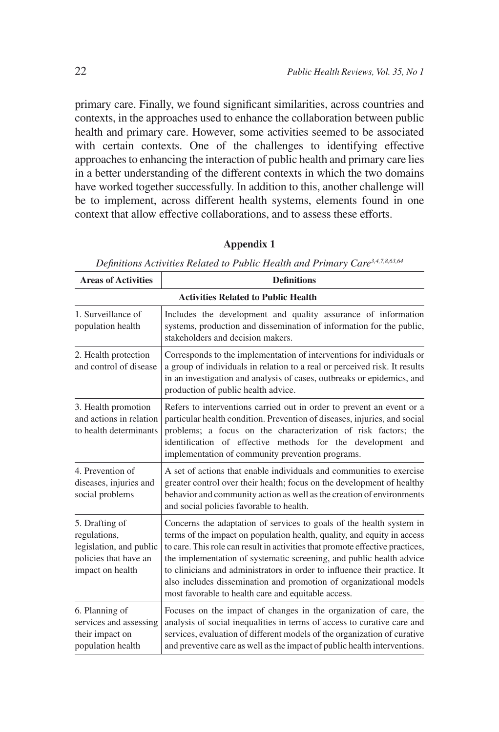primary care. Finally, we found significant similarities, across countries and contexts, in the approaches used to enhance the collaboration between public health and primary care. However, some activities seemed to be associated with certain contexts. One of the challenges to identifying effective approaches to enhancing the interaction of public health and primary care lies in a better understanding of the different contexts in which the two domains have worked together successfully. In addition to this, another challenge will be to implement, across different health systems, elements found in one context that allow effective collaborations, and to assess these efforts.

## Appendix 1

*Definitions Activities Related to Public Health and Primary Care*[3,4,7,8,63,64]

| Areas of Activities | Definitions |
|---|---|
| **Activities Related to Public Health** | |
| 1. Surveillance of population health | Includes the development and quality assurance of information systems, production and dissemination of information for the public, stakeholders and decision makers. |
| 2. Health protection and control of disease | Corresponds to the implementation of interventions for individuals or a group of individuals in relation to a real or perceived risk. It results in an investigation and analysis of cases, outbreaks or epidemics, and production of public health advice. |
| 3. Health promotion and actions in relation to health determinants | Refers to interventions carried out in order to prevent an event or a particular health condition. Prevention of diseases, injuries, and social problems; a focus on the characterization of risk factors; the identification of effective methods for the development and implementation of community prevention programs. |
| 4. Prevention of diseases, injuries and social problems | A set of actions that enable individuals and communities to exercise greater control over their health; focus on the development of healthy behavior and community action as well as the creation of environments and social policies favorable to health. |
| 5. Drafting of regulations, legislation, and public policies that have an impact on health | Concerns the adaptation of services to goals of the health system in terms of the impact on population health, quality, and equity in access to care. This role can result in activities that promote effective practices, the implementation of systematic screening, and public health advice to clinicians and administrators in order to influence their practice. It also includes dissemination and promotion of organizational models most favorable to health care and equitable access. |
| 6. Planning of services and assessing their impact on population health | Focuses on the impact of changes in the organization of care, the analysis of social inequalities in terms of access to curative care and services, evaluation of different models of the organization of curative and preventive care as well as the impact of public health interventions. |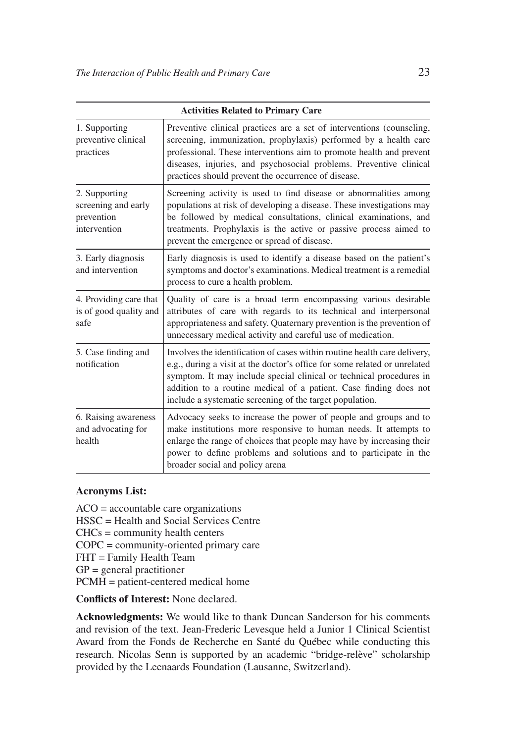| Activities Related to Primary Care | |
|---|---|
| 1. Supporting preventive clinical practices | Preventive clinical practices are a set of interventions (counseling, screening, immunization, prophylaxis) performed by a health care professional. These interventions aim to promote health and prevent diseases, injuries, and psychosocial problems. Preventive clinical practices should prevent the occurrence of disease. |
| 2. Supporting screening and early prevention intervention | Screening activity is used to find disease or abnormalities among populations at risk of developing a disease. These investigations may be followed by medical consultations, clinical examinations, and treatments. Prophylaxis is the active or passive process aimed to prevent the emergence or spread of disease. |
| 3. Early diagnosis and intervention | Early diagnosis is used to identify a disease based on the patient's symptoms and doctor's examinations. Medical treatment is a remedial process to cure a health problem. |
| 4. Providing care that is of good quality and safe | Quality of care is a broad term encompassing various desirable attributes of care with regards to its technical and interpersonal appropriateness and safety. Quaternary prevention is the prevention of unnecessary medical activity and careful use of medication. |
| 5. Case finding and notification | Involves the identification of cases within routine health care delivery, e.g., during a visit at the doctor's office for some related or unrelated symptom. It may include special clinical or technical procedures in addition to a routine medical of a patient. Case finding does not include a systematic screening of the target population. |
| 6. Raising awareness and advocating for health | Advocacy seeks to increase the power of people and groups and to make institutions more responsive to human needs. It attempts to enlarge the range of choices that people may have by increasing their power to define problems and solutions and to participate in the broader social and policy arena |

**Acronyms List:**

ACO = accountable care organizations
HSSC = Health and Social Services Centre
CHCs = community health centers
COPC = community-oriented primary care
FHT = Family Health Team
GP = general practitioner
PCMH = patient-centered medical home

**Conflicts of Interest:** None declared.

**Acknowledgments:** We would like to thank Duncan Sanderson for his comments and revision of the text. Jean-Frederic Levesque held a Junior 1 Clinical Scientist Award from the Fonds de Recherche en Santé du Québec while conducting this research. Nicolas Senn is supported by an academic "bridge-relève" scholarship provided by the Leenaards Foundation (Lausanne, Switzerland).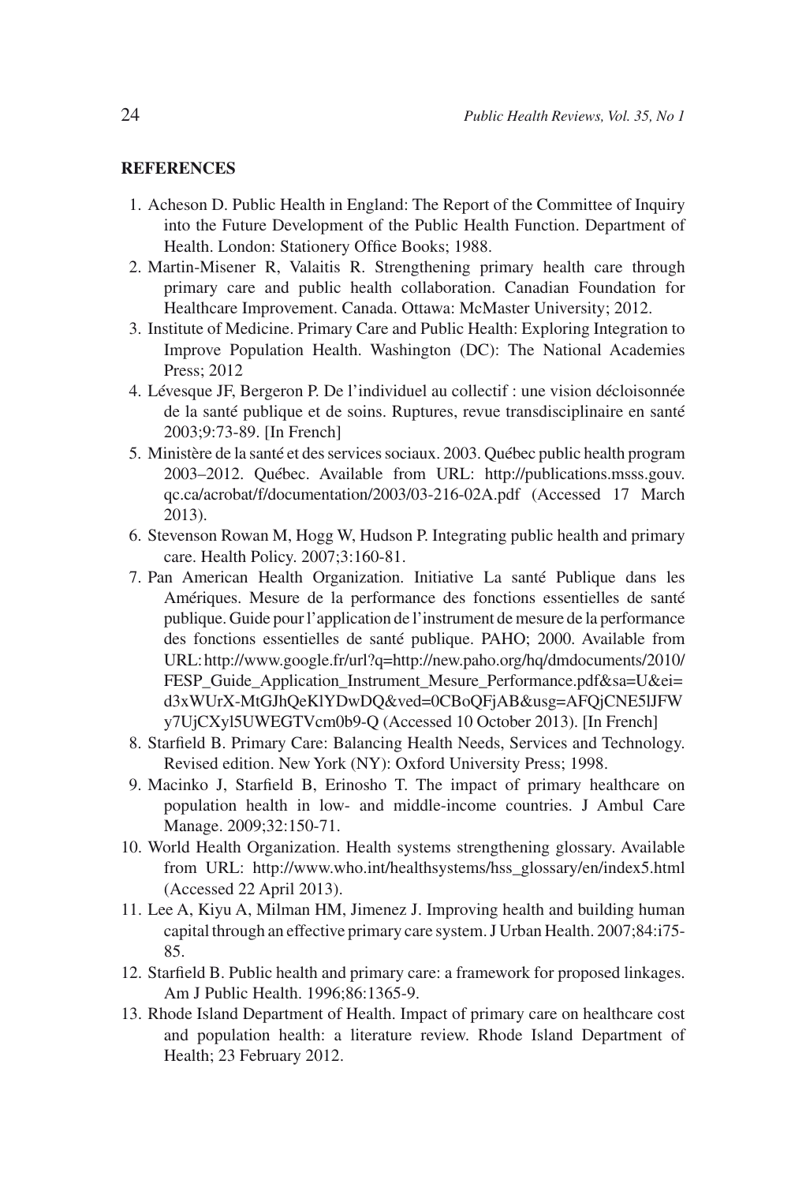**REFERENCES**

1. Acheson D. Public Health in England: The Report of the Committee of Inquiry into the Future Development of the Public Health Function. Department of Health. London: Stationery Office Books; 1988.
2. Martin-Misener R, Valaitis R. Strengthening primary health care through primary care and public health collaboration. Canadian Foundation for Healthcare Improvement. Canada. Ottawa: McMaster University; 2012.
3. Institute of Medicine. Primary Care and Public Health: Exploring Integration to Improve Population Health. Washington (DC): The National Academies Press; 2012
4. Lévesque JF, Bergeron P. De l'individuel au collectif : une vision décloisonnée de la santé publique et de soins. Ruptures, revue transdisciplinaire en santé 2003;9:73-89. [In French]
5. Ministère de la santé et des services sociaux. 2003. Québec public health program 2003–2012. Québec. Available from URL: http://publications.msss.gouv.qc.ca/acrobat/f/documentation/2003/03-216-02A.pdf (Accessed 17 March 2013).
6. Stevenson Rowan M, Hogg W, Hudson P. Integrating public health and primary care. Health Policy. 2007;3:160-81.
7. Pan American Health Organization. Initiative La santé Publique dans les Amériques. Mesure de la performance des fonctions essentielles de santé publique. Guide pour l'application de l'instrument de mesure de la performance des fonctions essentielles de santé publique. PAHO; 2000. Available from URL: http://www.google.fr/url?q=http://new.paho.org/hq/dmdocuments/2010/FESP_Guide_Application_Instrument_Mesure_Performance.pdf&sa=U&ei=d3xWUrX-MtGJhQeKlYDwDQ&ved=0CBoQFjAB&usg=AFQjCNE5lJFWy7UjCXyl5UWEGTVcm0b9-Q (Accessed 10 October 2013). [In French]
8. Starfield B. Primary Care: Balancing Health Needs, Services and Technology. Revised edition. New York (NY): Oxford University Press; 1998.
9. Macinko J, Starfield B, Erinosho T. The impact of primary healthcare on population health in low- and middle-income countries. J Ambul Care Manage. 2009;32:150-71.
10. World Health Organization. Health systems strengthening glossary. Available from URL: http://www.who.int/healthsystems/hss_glossary/en/index5.html (Accessed 22 April 2013).
11. Lee A, Kiyu A, Milman HM, Jimenez J. Improving health and building human capital through an effective primary care system. J Urban Health. 2007;84:i75-85.
12. Starfield B. Public health and primary care: a framework for proposed linkages. Am J Public Health. 1996;86:1365-9.
13. Rhode Island Department of Health. Impact of primary care on healthcare cost and population health: a literature review. Rhode Island Department of Health; 23 February 2012.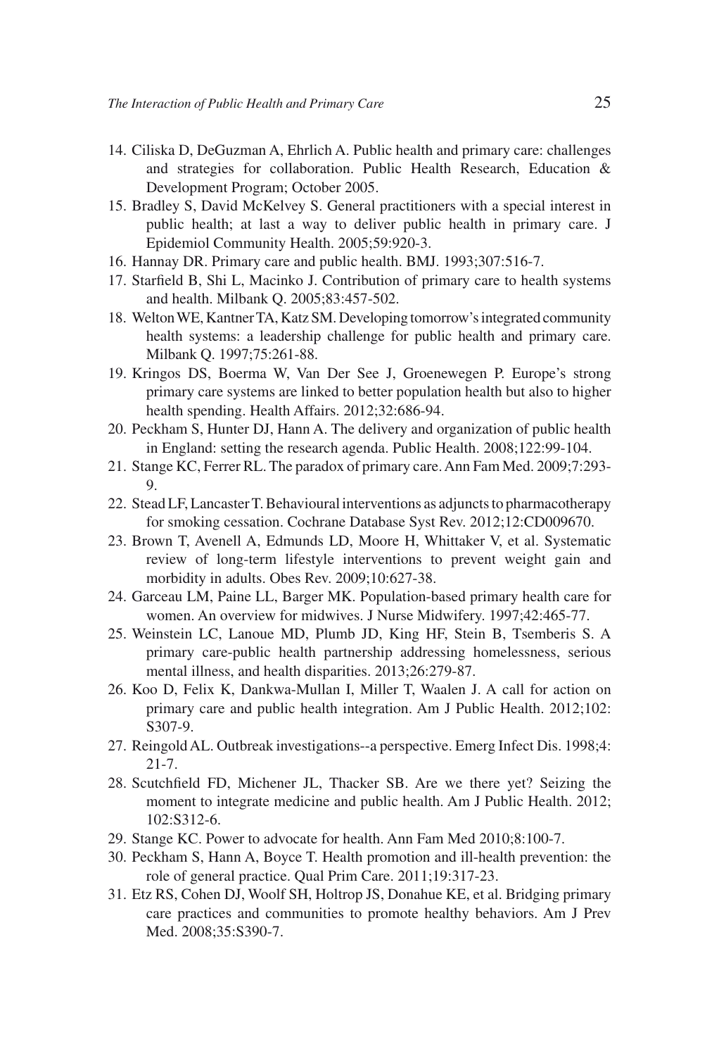14. Ciliska D, DeGuzman A, Ehrlich A. Public health and primary care: challenges and strategies for collaboration. Public Health Research, Education & Development Program; October 2005.
15. Bradley S, David McKelvey S. General practitioners with a special interest in public health; at last a way to deliver public health in primary care. J Epidemiol Community Health. 2005;59:920-3.
16. Hannay DR. Primary care and public health. BMJ. 1993;307:516-7.
17. Starfield B, Shi L, Macinko J. Contribution of primary care to health systems and health. Milbank Q. 2005;83:457-502.
18. Welton WE, Kantner TA, Katz SM. Developing tomorrow's integrated community health systems: a leadership challenge for public health and primary care. Milbank Q. 1997;75:261-88.
19. Kringos DS, Boerma W, Van Der See J, Groenewegen P. Europe's strong primary care systems are linked to better population health but also to higher health spending. Health Affairs. 2012;32:686-94.
20. Peckham S, Hunter DJ, Hann A. The delivery and organization of public health in England: setting the research agenda. Public Health. 2008;122:99-104.
21. Stange KC, Ferrer RL. The paradox of primary care. Ann Fam Med. 2009;7:293-9.
22. Stead LF, Lancaster T. Behavioural interventions as adjuncts to pharmacotherapy for smoking cessation. Cochrane Database Syst Rev. 2012;12:CD009670.
23. Brown T, Avenell A, Edmunds LD, Moore H, Whittaker V, et al. Systematic review of long-term lifestyle interventions to prevent weight gain and morbidity in adults. Obes Rev. 2009;10:627-38.
24. Garceau LM, Paine LL, Barger MK. Population-based primary health care for women. An overview for midwives. J Nurse Midwifery. 1997;42:465-77.
25. Weinstein LC, Lanoue MD, Plumb JD, King HF, Stein B, Tsemberis S. A primary care-public health partnership addressing homelessness, serious mental illness, and health disparities. 2013;26:279-87.
26. Koo D, Felix K, Dankwa-Mullan I, Miller T, Waalen J. A call for action on primary care and public health integration. Am J Public Health. 2012;102: S307-9.
27. Reingold AL. Outbreak investigations--a perspective. Emerg Infect Dis. 1998;4: 21-7.
28. Scutchfield FD, Michener JL, Thacker SB. Are we there yet? Seizing the moment to integrate medicine and public health. Am J Public Health. 2012; 102:S312-6.
29. Stange KC. Power to advocate for health. Ann Fam Med 2010;8:100-7.
30. Peckham S, Hann A, Boyce T. Health promotion and ill-health prevention: the role of general practice. Qual Prim Care. 2011;19:317-23.
31. Etz RS, Cohen DJ, Woolf SH, Holtrop JS, Donahue KE, et al. Bridging primary care practices and communities to promote healthy behaviors. Am J Prev Med. 2008;35:S390-7.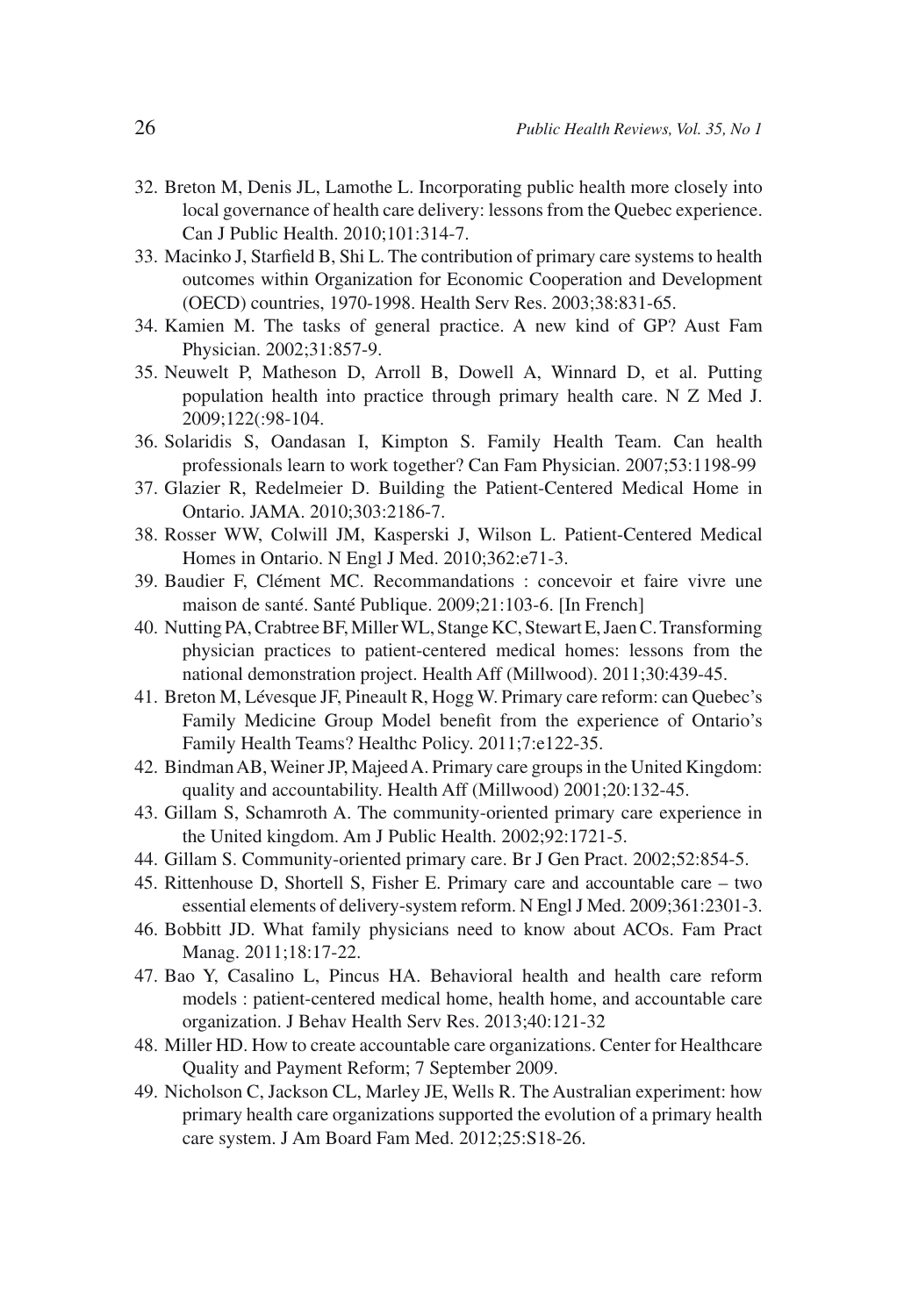32. Breton M, Denis JL, Lamothe L. Incorporating public health more closely into local governance of health care delivery: lessons from the Quebec experience. Can J Public Health. 2010;101:314-7.
33. Macinko J, Starfield B, Shi L. The contribution of primary care systems to health outcomes within Organization for Economic Cooperation and Development (OECD) countries, 1970-1998. Health Serv Res. 2003;38:831-65.
34. Kamien M. The tasks of general practice. A new kind of GP? Aust Fam Physician. 2002;31:857-9.
35. Neuwelt P, Matheson D, Arroll B, Dowell A, Winnard D, et al. Putting population health into practice through primary health care. N Z Med J. 2009;122(:98-104.
36. Solaridis S, Oandasan I, Kimpton S. Family Health Team. Can health professionals learn to work together? Can Fam Physician. 2007;53:1198-99
37. Glazier R, Redelmeier D. Building the Patient-Centered Medical Home in Ontario. JAMA. 2010;303:2186-7.
38. Rosser WW, Colwill JM, Kasperski J, Wilson L. Patient-Centered Medical Homes in Ontario. N Engl J Med. 2010;362:e71-3.
39. Baudier F, Clément MC. Recommandations : concevoir et faire vivre une maison de santé. Santé Publique. 2009;21:103-6. [In French]
40. Nutting PA, Crabtree BF, Miller WL, Stange KC, Stewart E, Jaen C. Transforming physician practices to patient-centered medical homes: lessons from the national demonstration project. Health Aff (Millwood). 2011;30:439-45.
41. Breton M, Lévesque JF, Pineault R, Hogg W. Primary care reform: can Quebec's Family Medicine Group Model benefit from the experience of Ontario's Family Health Teams? Healthc Policy. 2011;7:e122-35.
42. Bindman AB, Weiner JP, Majeed A. Primary care groups in the United Kingdom: quality and accountability. Health Aff (Millwood) 2001;20:132-45.
43. Gillam S, Schamroth A. The community-oriented primary care experience in the United kingdom. Am J Public Health. 2002;92:1721-5.
44. Gillam S. Community-oriented primary care. Br J Gen Pract. 2002;52:854-5.
45. Rittenhouse D, Shortell S, Fisher E. Primary care and accountable care – two essential elements of delivery-system reform. N Engl J Med. 2009;361:2301-3.
46. Bobbitt JD. What family physicians need to know about ACOs. Fam Pract Manag. 2011;18:17-22.
47. Bao Y, Casalino L, Pincus HA. Behavioral health and health care reform models : patient-centered medical home, health home, and accountable care organization. J Behav Health Serv Res. 2013;40:121-32
48. Miller HD. How to create accountable care organizations. Center for Healthcare Quality and Payment Reform; 7 September 2009.
49. Nicholson C, Jackson CL, Marley JE, Wells R. The Australian experiment: how primary health care organizations supported the evolution of a primary health care system. J Am Board Fam Med. 2012;25:S18-26.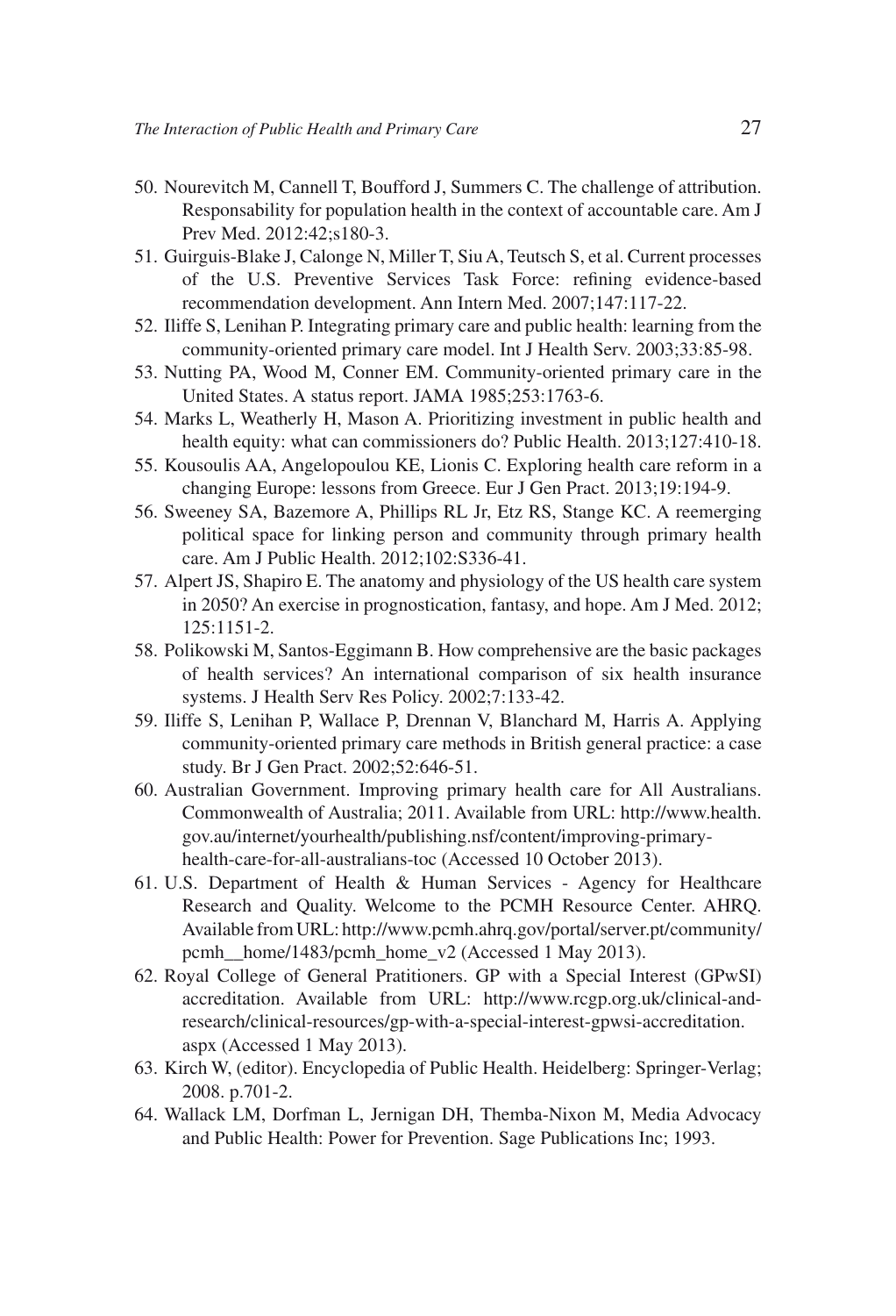50. Nourevitch M, Cannell T, Boufford J, Summers C. The challenge of attribution. Responsability for population health in the context of accountable care. Am J Prev Med. 2012:42;s180-3.
51. Guirguis-Blake J, Calonge N, Miller T, Siu A, Teutsch S, et al. Current processes of the U.S. Preventive Services Task Force: refining evidence-based recommendation development. Ann Intern Med. 2007;147:117-22.
52. Iliffe S, Lenihan P. Integrating primary care and public health: learning from the community-oriented primary care model. Int J Health Serv. 2003;33:85-98.
53. Nutting PA, Wood M, Conner EM. Community-oriented primary care in the United States. A status report. JAMA 1985;253:1763-6.
54. Marks L, Weatherly H, Mason A. Prioritizing investment in public health and health equity: what can commissioners do? Public Health. 2013;127:410-18.
55. Kousoulis AA, Angelopoulou KE, Lionis C. Exploring health care reform in a changing Europe: lessons from Greece. Eur J Gen Pract. 2013;19:194-9.
56. Sweeney SA, Bazemore A, Phillips RL Jr, Etz RS, Stange KC. A reemerging political space for linking person and community through primary health care. Am J Public Health. 2012;102:S336-41.
57. Alpert JS, Shapiro E. The anatomy and physiology of the US health care system in 2050? An exercise in prognostication, fantasy, and hope. Am J Med. 2012; 125:1151-2.
58. Polikowski M, Santos-Eggimann B. How comprehensive are the basic packages of health services? An international comparison of six health insurance systems. J Health Serv Res Policy. 2002;7:133-42.
59. Iliffe S, Lenihan P, Wallace P, Drennan V, Blanchard M, Harris A. Applying community-oriented primary care methods in British general practice: a case study. Br J Gen Pract. 2002;52:646-51.
60. Australian Government. Improving primary health care for All Australians. Commonwealth of Australia; 2011. Available from URL: http://www.health.gov.au/internet/yourhealth/publishing.nsf/content/improving-primary-health-care-for-all-australians-toc (Accessed 10 October 2013).
61. U.S. Department of Health & Human Services - Agency for Healthcare Research and Quality. Welcome to the PCMH Resource Center. AHRQ. Available from URL: http://www.pcmh.ahrq.gov/portal/server.pt/community/pcmh__home/1483/pcmh_home_v2 (Accessed 1 May 2013).
62. Royal College of General Pratitioners. GP with a Special Interest (GPwSI) accreditation. Available from URL: http://www.rcgp.org.uk/clinical-and-research/clinical-resources/gp-with-a-special-interest-gpwsi-accreditation.aspx (Accessed 1 May 2013).
63. Kirch W, (editor). Encyclopedia of Public Health. Heidelberg: Springer-Verlag; 2008. p.701-2.
64. Wallack LM, Dorfman L, Jernigan DH, Themba-Nixon M, Media Advocacy and Public Health: Power for Prevention. Sage Publications Inc; 1993.